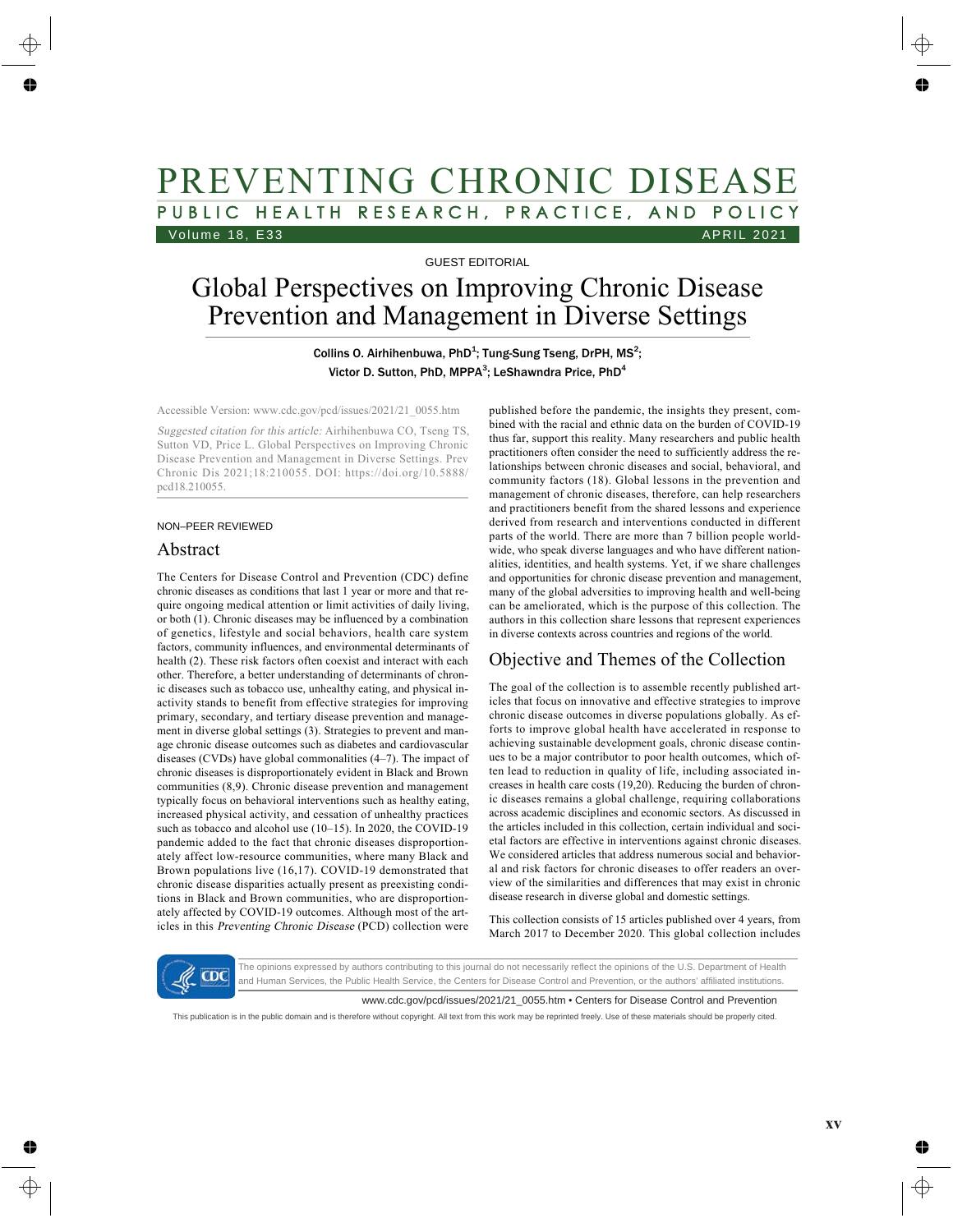GUEST EDITORIAL

# Global Perspectives on Improving Chronic Disease Prevention and Management in Diverse Settings

Collins O. Airhihenbuwa, PhD[1]; Tung-Sung Tseng, DrPH, MS[2]; Victor D. Sutton, PhD, MPPA[3]; LeShawndra Price, PhD[4]

Accessible Version: www.cdc.gov/pcd/issues/2021/21_0055.htm

*Suggested citation for this article:* Airhihenbuwa CO, Tseng TS, Sutton VD, Price L. Global Perspectives on Improving Chronic Disease Prevention and Management in Diverse Settings. Prev Chronic Dis 2021;18:210055. DOI: https://doi.org/10.5888/pcd18.210055.

NON–PEER REVIEWED

## Abstract

The Centers for Disease Control and Prevention (CDC) define chronic diseases as conditions that last 1 year or more and that require ongoing medical attention or limit activities of daily living, or both (1). Chronic diseases may be influenced by a combination of genetics, lifestyle and social behaviors, health care system factors, community influences, and environmental determinants of health (2). These risk factors often coexist and interact with each other. Therefore, a better understanding of determinants of chronic diseases such as tobacco use, unhealthy eating, and physical inactivity stands to benefit from effective strategies for improving primary, secondary, and tertiary disease prevention and management in diverse global settings (3). Strategies to prevent and manage chronic disease outcomes such as diabetes and cardiovascular diseases (CVDs) have global commonalities (4–7). The impact of chronic diseases is disproportionately evident in Black and Brown communities (8,9). Chronic disease prevention and management typically focus on behavioral interventions such as healthy eating, increased physical activity, and cessation of unhealthy practices such as tobacco and alcohol use (10–15). In 2020, the COVID-19 pandemic added to the fact that chronic diseases disproportionately affect low-resource communities, where many Black and Brown populations live (16,17). COVID-19 demonstrated that chronic disease disparities actually present as preexisting conditions in Black and Brown communities, who are disproportionately affected by COVID-19 outcomes. Although most of the articles in this *Preventing Chronic Disease* (PCD) collection were published before the pandemic, the insights they present, combined with the racial and ethnic data on the burden of COVID-19 thus far, support this reality. Many researchers and public health practitioners often consider the need to sufficiently address the relationships between chronic diseases and social, behavioral, and community factors (18). Global lessons in the prevention and management of chronic diseases, therefore, can help researchers and practitioners benefit from the shared lessons and experience derived from research and interventions conducted in different parts of the world. There are more than 7 billion people worldwide, who speak diverse languages and who have different nationalities, identities, and health systems. Yet, if we share challenges and opportunities for chronic disease prevention and management, many of the global adversities to improving health and well-being can be ameliorated, which is the purpose of this collection. The authors in this collection share lessons that represent experiences in diverse contexts across countries and regions of the world.

## Objective and Themes of the Collection

The goal of the collection is to assemble recently published articles that focus on innovative and effective strategies to improve chronic disease outcomes in diverse populations globally. As efforts to improve global health have accelerated in response to achieving sustainable development goals, chronic disease continues to be a major contributor to poor health outcomes, which often lead to reduction in quality of life, including associated increases in health care costs (19,20). Reducing the burden of chronic diseases remains a global challenge, requiring collaborations across academic disciplines and economic sectors. As discussed in the articles included in this collection, certain individual and societal factors are effective in interventions against chronic diseases. We considered articles that address numerous social and behavioral and risk factors for chronic diseases to offer readers an overview of the similarities and differences that may exist in chronic disease research in diverse global and domestic settings.

This collection consists of 15 articles published over 4 years, from March 2017 to December 2020. This global collection includes

The opinions expressed by authors contributing to this journal do not necessarily reflect the opinions of the U.S. Department of Health and Human Services, the Public Health Service, the Centers for Disease Control and Prevention, or the authors' affiliated institutions.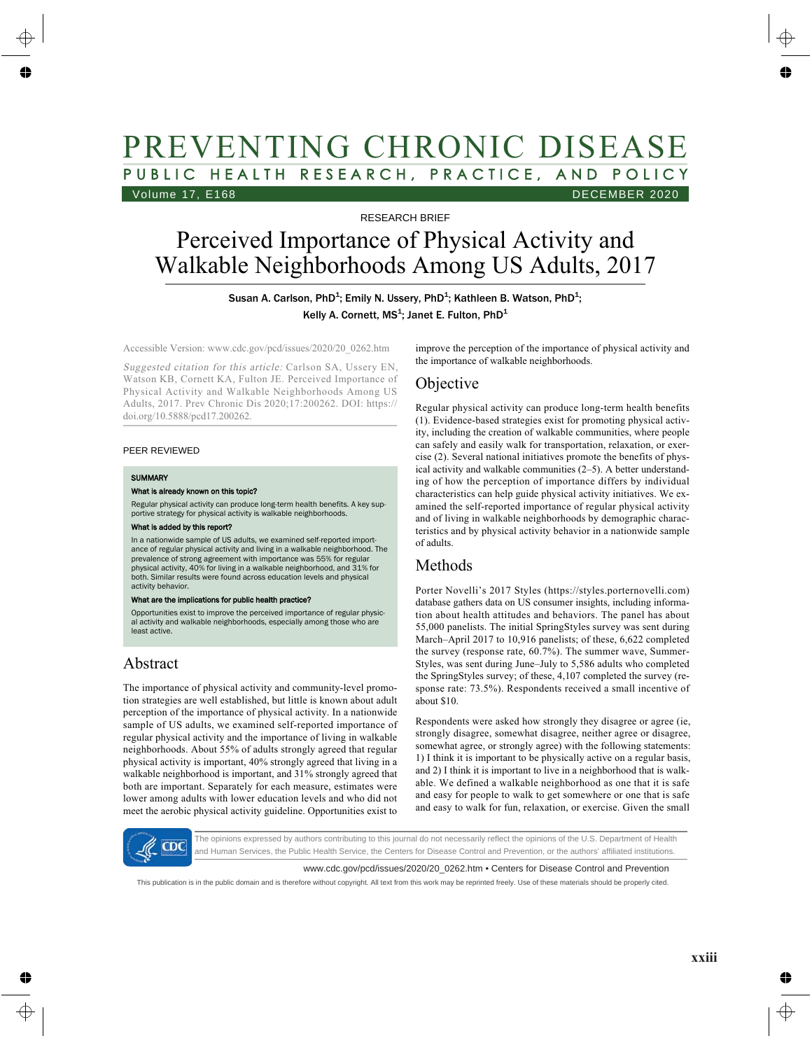# PREVENTING CHRONIC DISEASE

PUBLIC HEALTH RESEARCH, PRACTICE, AND POLICY

Volume 17, E168 DECEMBER 2020

RESEARCH BRIEF

# Perceived Importance of Physical Activity and Walkable Neighborhoods Among US Adults, 2017

Susan A. Carlson, PhD[1]; Emily N. Ussery, PhD[1]; Kathleen B. Watson, PhD[1]; Kelly A. Cornett, MS[1]; Janet E. Fulton, PhD[1]

Accessible Version: www.cdc.gov/pcd/issues/2020/20_0262.htm

*Suggested citation for this article:* Carlson SA, Ussery EN, Watson KB, Cornett KA, Fulton JE. Perceived Importance of Physical Activity and Walkable Neighborhoods Among US Adults, 2017. Prev Chronic Dis 2020;17:200262. DOI: https://doi.org/10.5888/pcd17.200262.

PEER REVIEWED

**SUMMARY**

**What is already known on this topic?**

Regular physical activity can produce long-term health benefits. A key supportive strategy for physical activity is walkable neighborhoods.

**What is added by this report?**

In a nationwide sample of US adults, we examined self-reported importance of regular physical activity and living in a walkable neighborhood. The prevalence of strong agreement with importance was 55% for regular physical activity, 40% for living in a walkable neighborhood, and 31% for both. Similar results were found across education levels and physical activity behavior.

**What are the implications for public health practice?**

Opportunities exist to improve the perceived importance of regular physical activity and walkable neighborhoods, especially among those who are least active.

## Abstract

The importance of physical activity and community-level promotion strategies are well established, but little is known about adult perception of the importance of physical activity. In a nationwide sample of US adults, we examined self-reported importance of regular physical activity and the importance of living in walkable neighborhoods. About 55% of adults strongly agreed that regular physical activity is important, 40% strongly agreed that living in a walkable neighborhood is important, and 31% strongly agreed that both are important. Separately for each measure, estimates were lower among adults with lower education levels and who did not meet the aerobic physical activity guideline. Opportunities exist to improve the perception of the importance of physical activity and the importance of walkable neighborhoods.

## Objective

Regular physical activity can produce long-term health benefits (1). Evidence-based strategies exist for promoting physical activity, including the creation of walkable communities, where people can safely and easily walk for transportation, relaxation, or exercise (2). Several national initiatives promote the benefits of physical activity and walkable communities (2–5). A better understanding of how the perception of importance differs by individual characteristics can help guide physical activity initiatives. We examined the self-reported importance of regular physical activity and of living in walkable neighborhoods by demographic characteristics and by physical activity behavior in a nationwide sample of adults.

## Methods

Porter Novelli's 2017 Styles (https://styles.porternovelli.com) database gathers data on US consumer insights, including information about health attitudes and behaviors. The panel has about 55,000 panelists. The initial SpringStyles survey was sent during March–April 2017 to 10,916 panelists; of these, 6,622 completed the survey (response rate, 60.7%). The summer wave, SummerStyles, was sent during June–July to 5,586 adults who completed the SpringStyles survey; of these, 4,107 completed the survey (response rate: 73.5%). Respondents received a small incentive of about $10.

Respondents were asked how strongly they disagree or agree (ie, strongly disagree, somewhat disagree, neither agree or disagree, somewhat agree, or strongly agree) with the following statements: 1) I think it is important to be physically active on a regular basis, and 2) I think it is important to live in a neighborhood that is walkable. We defined a walkable neighborhood as one that it is safe and easy for people to walk to get somewhere or one that is safe and easy to walk for fun, relaxation, or exercise. Given the small

The opinions expressed by authors contributing to this journal do not necessarily reflect the opinions of the U.S. Department of Health and Human Services, the Public Health Service, the Centers for Disease Control and Prevention, or the authors' affiliated institutions.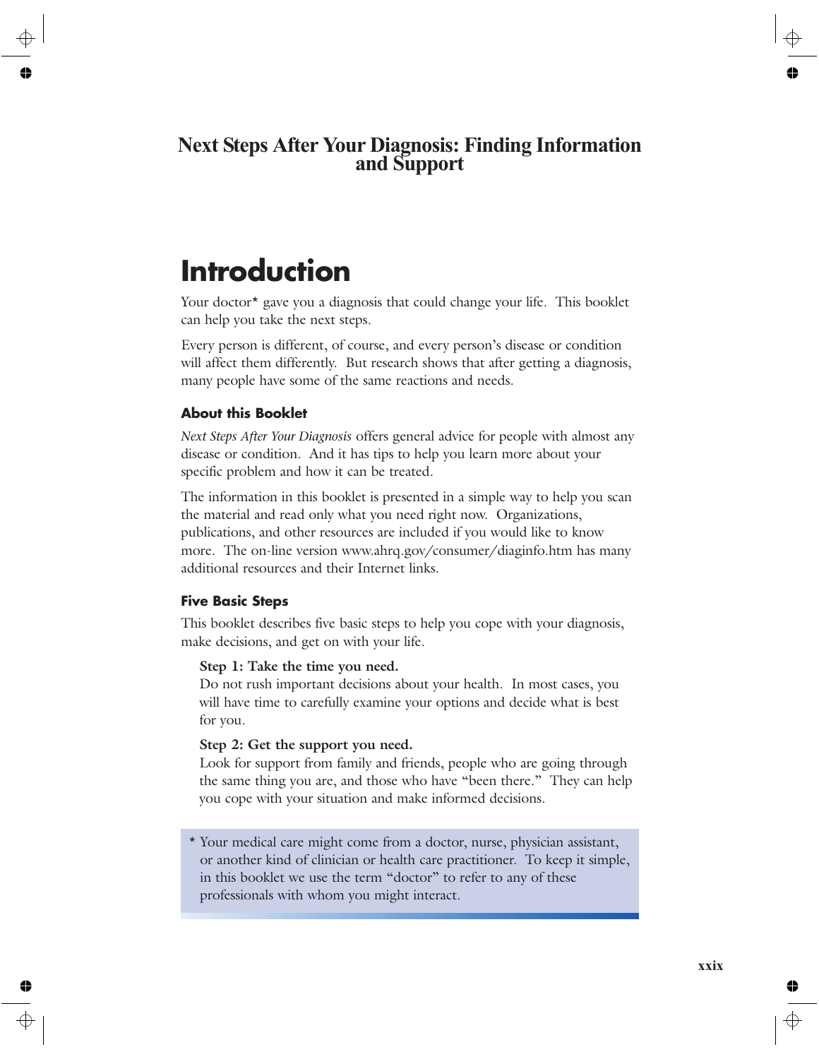# Next Steps After Your Diagnosis: Finding Information and Support

## Introduction

Your doctor* gave you a diagnosis that could change your life. This booklet can help you take the next steps.

Every person is different, of course, and every person's disease or condition will affect them differently. But research shows that after getting a diagnosis, many people have some of the same reactions and needs.

### About this Booklet

*Next Steps After Your Diagnosis* offers general advice for people with almost any disease or condition. And it has tips to help you learn more about your specific problem and how it can be treated.

The information in this booklet is presented in a simple way to help you scan the material and read only what you need right now. Organizations, publications, and other resources are included if you would like to know more. The on-line version www.ahrq.gov/consumer/diaginfo.htm has many additional resources and their Internet links.

### Five Basic Steps

This booklet describes five basic steps to help you cope with your diagnosis, make decisions, and get on with your life.

**Step 1: Take the time you need.**
Do not rush important decisions about your health. In most cases, you will have time to carefully examine your options and decide what is best for you.

**Step 2: Get the support you need.**
Look for support from family and friends, people who are going through the same thing you are, and those who have "been there." They can help you cope with your situation and make informed decisions.

* Your medical care might come from a doctor, nurse, physician assistant, or another kind of clinician or health care practitioner. To keep it simple, in this booklet we use the term "doctor" to refer to any of these professionals with whom you might interact.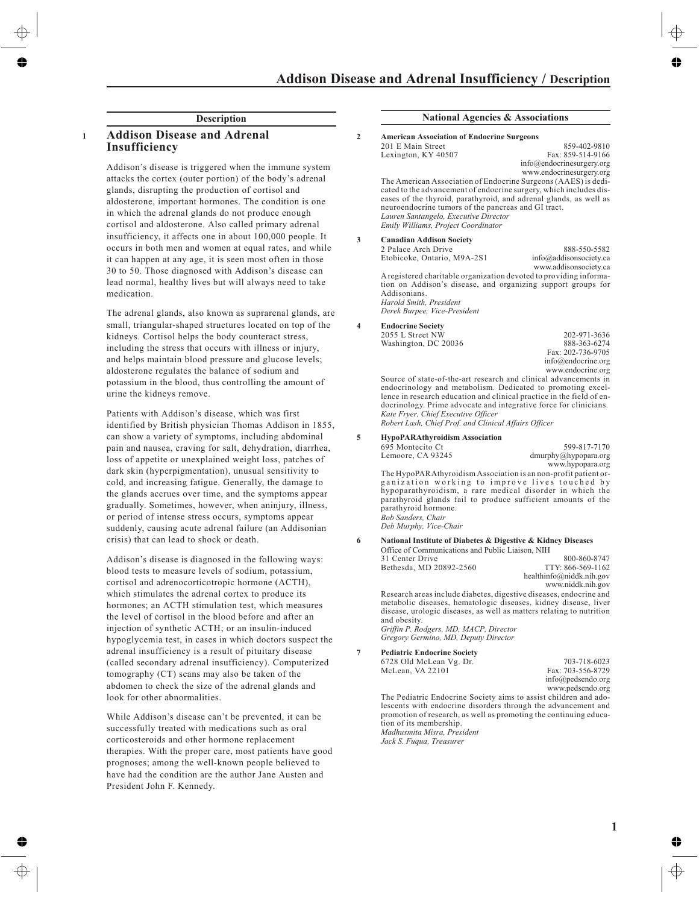## Description

### 1 Addison Disease and Adrenal Insufficiency

Addison's disease is triggered when the immune system attacks the cortex (outer portion) of the body's adrenal glands, disrupting the production of cortisol and aldosterone, important hormones. The condition is one in which the adrenal glands do not produce enough cortisol and aldosterone. Also called primary adrenal insufficiency, it affects one in about 100,000 people. It occurs in both men and women at equal rates, and while it can happen at any age, it is seen most often in those 30 to 50. Those diagnosed with Addison's disease can lead normal, healthy lives but will always need to take medication.

The adrenal glands, also known as suprarenal glands, are small, triangular-shaped structures located on top of the kidneys. Cortisol helps the body counteract stress, including the stress that occurs with illness or injury, and helps maintain blood pressure and glucose levels; aldosterone regulates the balance of sodium and potassium in the blood, thus controlling the amount of urine the kidneys remove.

Patients with Addison's disease, which was first identified by British physician Thomas Addison in 1855, can show a variety of symptoms, including abdominal pain and nausea, craving for salt, dehydration, diarrhea, loss of appetite or unexplained weight loss, patches of dark skin (hyperpigmentation), unusual sensitivity to cold, and increasing fatigue. Generally, the damage to the glands accrues over time, and the symptoms appear gradually. Sometimes, however, when aninjury, illness, or period of intense stress occurs, symptoms appear suddenly, causing acute adrenal failure (an Addisonian crisis) that can lead to shock or death.

Addison's disease is diagnosed in the following ways: blood tests to measure levels of sodium, potassium, cortisol and adrenocorticotropic hormone (ACTH), which stimulates the adrenal cortex to produce its hormones; an ACTH stimulation test, which measures the level of cortisol in the blood before and after an injection of synthetic ACTH; or an insulin-induced hypoglycemia test, in cases in which doctors suspect the adrenal insufficiency is a result of pituitary disease (called secondary adrenal insufficiency). Computerized tomography (CT) scans may also be taken of the abdomen to check the size of the adrenal glands and look for other abnormalities.

While Addison's disease can't be prevented, it can be successfully treated with medications such as oral corticosteroids and other hormone replacement therapies. With the proper care, most patients have good prognoses; among the well-known people believed to have had the condition are the author Jane Austen and President John F. Kennedy.

## National Agencies & Associations

**2 American Association of Endocrine Surgeons**
201 E Main Street
Lexington, KY 40507
859-402-9810
Fax: 859-514-9166
info@endocrinesurgery.org
www.endocrinesurgery.org

The American Association of Endocrine Surgeons (AAES) is dedicated to the advancement of endocrine surgery, which includes diseases of the thyroid, parathyroid, and adrenal glands, as well as neuroendocrine tumors of the pancreas and GI tract.
*Lauren Santangelo, Executive Director*
*Emily Williams, Project Coordinator*

**3 Canadian Addison Society**
2 Palace Arch Drive
Etobicoke, Ontario, M9A-2S1
888-550-5582
info@addisonsociety.ca
www.addisonsociety.ca

A registered charitable organization devoted to providing information on Addison's disease, and organizing support groups for Addisonians.
*Harold Smith, President*
*Derek Burpee, Vice-President*

**4 Endocrine Society**
2055 L Street NW
Washington, DC 20036
202-971-3636
888-363-6274
Fax: 202-736-9705
info@endocrine.org
www.endocrine.org

Source of state-of-the-art research and clinical advancements in endocrinology and metabolism. Dedicated to promoting excellence in research education and clinical practice in the field of endocrinology. Prime advocate and integrative force for clinicians.
*Kate Fryer, Chief Executive Officer*
*Robert Lash, Chief Prof. and Clinical Affairs Officer*

**5 HypoPARAthyroidism Association**
695 Montecito Ct
Lemoore, CA 93245
599-817-7170
dmurphy@hypopara.org
www.hypopara.org

The HypoPARAthyroidism Association is an non-profit patient organization working to improve lives touched by hypoparathyroidism, a rare medical disorder in which the parathyroid glands fail to produce sufficient amounts of the parathyroid hormone.
*Bob Sanders, Chair*
*Deb Murphy, Vice-Chair*

**6 National Institute of Diabetes & Digestive & Kidney Diseases**
Office of Communications and Public Liaison, NIH
31 Center Drive
Bethesda, MD 20892-2560
800-860-8747
TTY: 866-569-1162
healthinfo@niddk.nih.gov
www.niddk.nih.gov

Research areas include diabetes, digestive diseases, endocrine and metabolic diseases, hematologic diseases, kidney disease, liver disease, urologic diseases, as well as matters relating to nutrition and obesity.
*Griffin P. Rodgers, MD, MACP, Director*
*Gregory Germino, MD, Deputy Director*

**7 Pediatric Endocrine Society**
6728 Old McLean Vg. Dr.
McLean, VA 22101
703-718-6023
Fax: 703-556-8729
info@pedsendo.org
www.pedsendo.org

The Pediatric Endocrine Society aims to assist children and adolescents with endocrine disorders through the advancement and promotion of research, as well as promoting the continuing education of its membership.
*Madhusmita Misra, President*
*Jack S. Fuqua, Treasurer*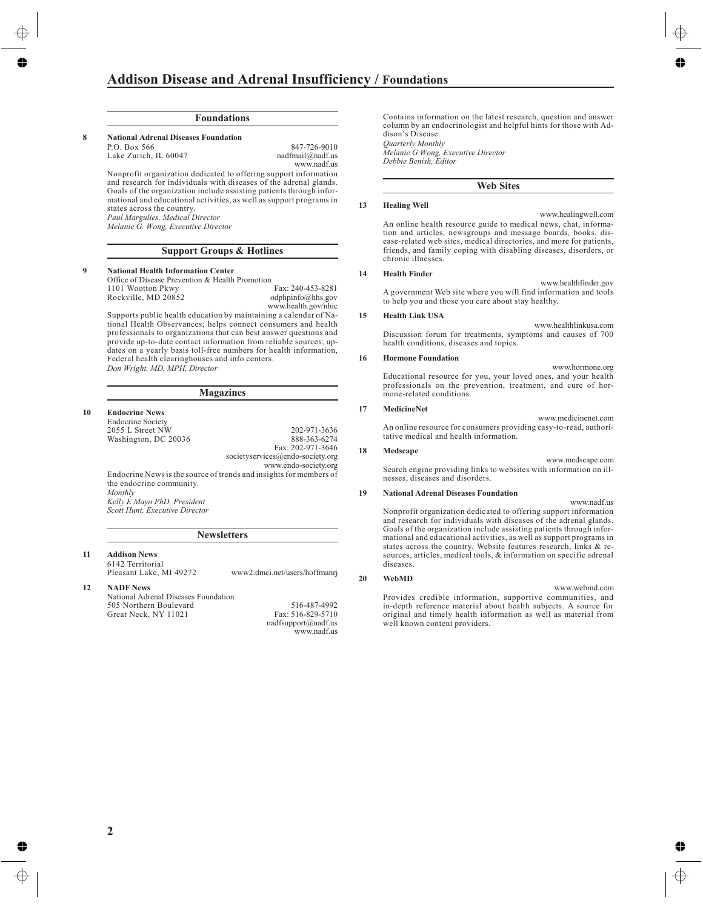# Addison Disease and Adrenal Insufficiency / Foundations

## Foundations

**8 National Adrenal Diseases Foundation**

P.O. Box 566
Lake Zurich, IL 60047
847-726-9010
nadfmail@nadf.us
www.nadf.us

Nonprofit organization dedicated to offering support information and research for individuals with diseases of the adrenal glands. Goals of the organization include assisting patients through informational and educational activities, as well as support programs in states across the country.

*Paul Margulies, Medical Director*
*Melanie G. Wong, Executive Director*

## Support Groups & Hotlines

**9 National Health Information Center**

Office of Disease Prevention & Health Promotion
1101 Wootton Pkwy
Rockville, MD 20852
Fax: 240-453-8281
odphpinfo@hhs.gov
www.health.gov/nhic

Supports public health education by maintaining a calendar of National Health Observances; helps connect consumers and health professionals to organizations that can best answer questions and provide up-to-date contact information from reliable sources; updates on a yearly basis toll-free numbers for health information, Federal health clearinghouses and info centers.

*Don Wright, MD, MPH, Director*

## Magazines

**10 Endocrine News**

Endocrine Society
2055 L Street NW
Washington, DC 20036
202-971-3636
888-363-6274
Fax: 202-971-3646
societyservices@endo-society.org
www.endo-society.org

Endocrine News is the source of trends and insights for members of the endocrine community.

*Monthly*
*Kelly E Mayo PhD, President*
*Scott Hunt, Executive Director*

## Newsletters

**11 Addison News**

6142 Territorial
Pleasant Lake, MI 49272
www2.dmci.net/users/hoffmanrj

**12 NADF News**

National Adrenal Diseases Foundation
505 Northern Boulevard
Great Neck, NY 11021
516-487-4992
Fax: 516-829-5710
nadfsupport@nadf.us
www.nadf.us

Contains information on the latest research, question and answer column by an endocrinologist and helpful hints for those with Addison's Disease.

*Quarterly Monthly*
*Melanie G Wong, Executive Director*
*Debbie Benish, Editor*

## Web Sites

**13 Healing Well**

www.healingwell.com

An online health resource guide to medical news, chat, information and articles, newsgroups and message boards, books, disease-related web sites, medical directories, and more for patients, friends, and family coping with disabling diseases, disorders, or chronic illnesses.

**14 Health Finder**

www.healthfinder.gov

A government Web site where you will find information and tools to help you and those you care about stay healthy.

**15 Health Link USA**

www.healthlinkusa.com

Discussion forum for treatments, symptoms and causes of 700 health conditions, diseases and topics.

**16 Hormone Foundation**

www.hormone.org

Educational resource for you, your loved ones, and your health professionals on the prevention, treatment, and cure of hormone-related conditions.

**17 MedicineNet**

www.medicinenet.com

An online resource for consumers providing easy-to-read, authoritative medical and health information.

**18 Medscape**

www.medscape.com

Search engine providing links to websites with information on illnesses, diseases and disorders.

**19 National Adrenal Diseases Foundation**

www.nadf.us

Nonprofit organization dedicated to offering support information and research for individuals with diseases of the adrenal glands. Goals of the organization include assisting patients through informational and educational activities, as well as support programs in states across the country. Website features research, links & resources, articles, medical tools, & information on specific adrenal diseases.

**20 WebMD**

www.webmd.com

Provides credible information, supportive communities, and in-depth reference material about health subjects. A source for original and timely health information as well as material from well known content providers.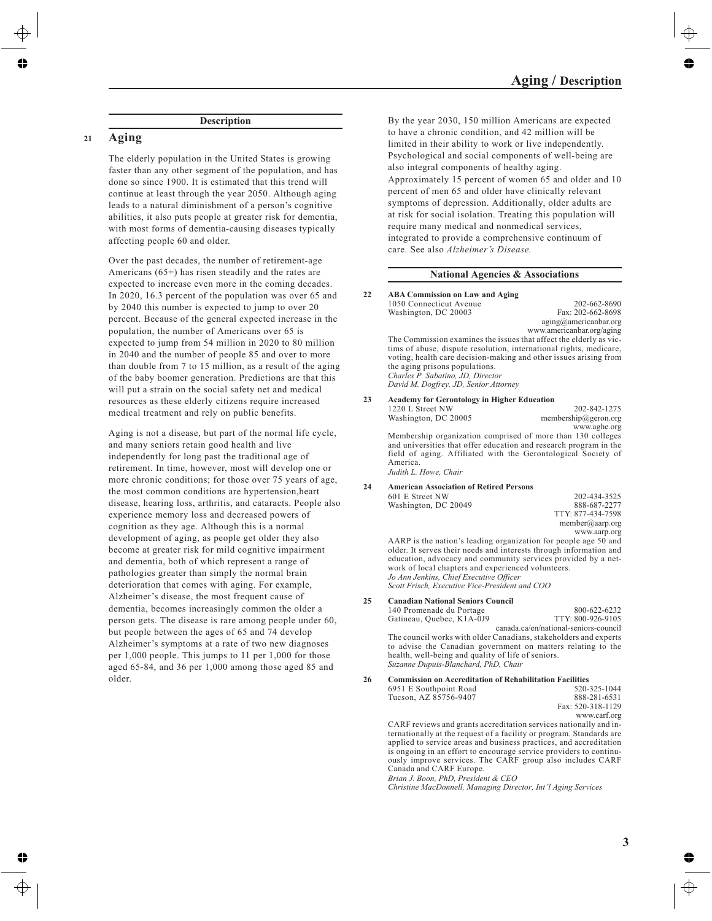## Description

### 21 Aging

The elderly population in the United States is growing faster than any other segment of the population, and has done so since 1900. It is estimated that this trend will continue at least through the year 2050. Although aging leads to a natural diminishment of a person's cognitive abilities, it also puts people at greater risk for dementia, with most forms of dementia-causing diseases typically affecting people 60 and older.

Over the past decades, the number of retirement-age Americans (65+) has risen steadily and the rates are expected to increase even more in the coming decades. In 2020, 16.3 percent of the population was over 65 and by 2040 this number is expected to jump to over 20 percent. Because of the general expected increase in the population, the number of Americans over 65 is expected to jump from 54 million in 2020 to 80 million in 2040 and the number of people 85 and over to more than double from 7 to 15 million, as a result of the aging of the baby boomer generation. Predictions are that this will put a strain on the social safety net and medical resources as these elderly citizens require increased medical treatment and rely on public benefits.

Aging is not a disease, but part of the normal life cycle, and many seniors retain good health and live independently for long past the traditional age of retirement. In time, however, most will develop one or more chronic conditions; for those over 75 years of age, the most common conditions are hypertension,heart disease, hearing loss, arthritis, and cataracts. People also experience memory loss and decreased powers of cognition as they age. Although this is a normal development of aging, as people get older they also become at greater risk for mild cognitive impairment and dementia, both of which represent a range of pathologies greater than simply the normal brain deterioration that comes with aging. For example, Alzheimer's disease, the most frequent cause of dementia, becomes increasingly common the older a person gets. The disease is rare among people under 60, but people between the ages of 65 and 74 develop Alzheimer's symptoms at a rate of two new diagnoses per 1,000 people. This jumps to 11 per 1,000 for those aged 65-84, and 36 per 1,000 among those aged 85 and older.

By the year 2030, 150 million Americans are expected to have a chronic condition, and 42 million will be limited in their ability to work or live independently. Psychological and social components of well-being are also integral components of healthy aging. Approximately 15 percent of women 65 and older and 10 percent of men 65 and older have clinically relevant symptoms of depression. Additionally, older adults are at risk for social isolation. Treating this population will require many medical and nonmedical services, integrated to provide a comprehensive continuum of care. See also *Alzheimer's Disease.*

## National Agencies & Associations

**22 ABA Commission on Law and Aging**
1050 Connecticut Avenue
Washington, DC 20003
202-662-8690
Fax: 202-662-8698
aging@americanbar.org
www.americanbar.org/aging

The Commission examines the issues that affect the elderly as victims of abuse, dispute resolution, international rights, medicare, voting, health care decision-making and other issues arising from the aging prisons populations.
*Charles P. Sabatino, JD, Director*
*David M. Dogfrey, JD, Senior Attorney*

**23 Academy for Gerontology in Higher Education**
1220 L Street NW
Washington, DC 20005
202-842-1275
membership@geron.org
www.aghe.org

Membership organization comprised of more than 130 colleges and universities that offer education and research program in the field of aging. Affiliated with the Gerontological Society of America.
*Judith L. Howe, Chair*

**24 American Association of Retired Persons**
601 E Street NW
Washington, DC 20049
202-434-3525
888-687-2277
TTY: 877-434-7598
member@aarp.org
www.aarp.org

AARP is the nation's leading organization for people age 50 and older. It serves their needs and interests through information and education, advocacy and community services provided by a network of local chapters and experienced volunteers.
*Jo Ann Jenkins, Chief Executive Officer*
*Scott Frisch, Executive Vice-President and COO*

**25 Canadian National Seniors Council**
140 Promenade du Portage
Gatineau, Quebec, K1A-0J9
800-622-6232
TTY: 800-926-9105
canada.ca/en/national-seniors-council

The council works with older Canadians, stakeholders and experts to advise the Canadian government on matters relating to the health, well-being and quality of life of seniors.
*Suzanne Dupuis-Blanchard, PhD, Chair*

**26 Commission on Accreditation of Rehabilitation Facilities**
6951 E Southpoint Road
Tucson, AZ 85756-9407
520-325-1044
888-281-6531
Fax: 520-318-1129
www.carf.org

CARF reviews and grants accreditation services nationally and internationally at the request of a facility or program. Standards are applied to service areas and business practices, and accreditation is ongoing in an effort to encourage service providers to continuously improve services. The CARF group also includes CARF Canada and CARF Europe.
*Brian J. Boon, PhD, President & CEO*
*Christine MacDonnell, Managing Director, Int'l Aging Services*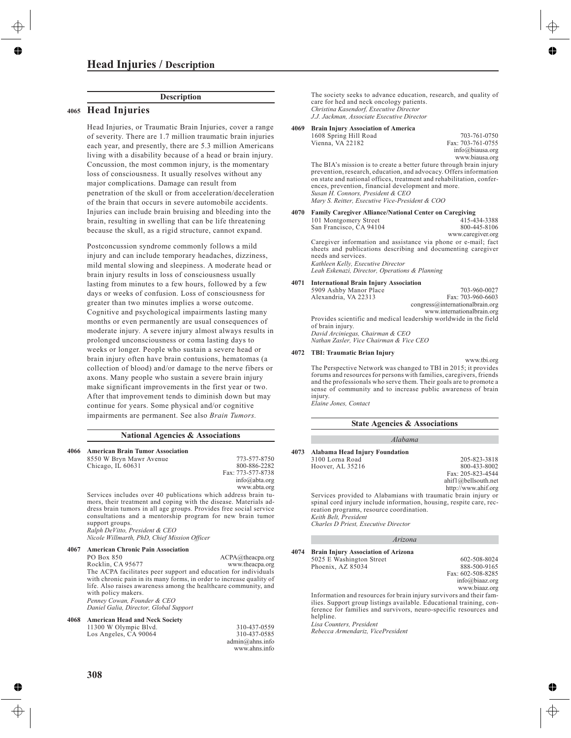## Description

### 4065 Head Injuries

Head Injuries, or Traumatic Brain Injuries, cover a range of severity. There are 1.7 million traumatic brain injuries each year, and presently, there are 5.3 million Americans living with a disability because of a head or brain injury. Concussion, the most common injury, is the momentary loss of consciousness. It usually resolves without any major complications. Damage can result from penetration of the skull or from acceleration/deceleration of the brain that occurs in severe automobile accidents. Injuries can include brain bruising and bleeding into the brain, resulting in swelling that can be life threatening because the skull, as a rigid structure, cannot expand.

Postconcussion syndrome commonly follows a mild injury and can include temporary headaches, dizziness, mild mental slowing and sleepiness. A moderate head or brain injury results in loss of consciousness usually lasting from minutes to a few hours, followed by a few days or weeks of confusion. Loss of consciousness for greater than two minutes implies a worse outcome. Cognitive and psychological impairments lasting many months or even permanently are usual consequences of moderate injury. A severe injury almost always results in prolonged unconsciousness or coma lasting days to weeks or longer. People who sustain a severe head or brain injury often have brain contusions, hematomas (a collection of blood) and/or damage to the nerve fibers or axons. Many people who sustain a severe brain injury make significant improvements in the first year or two. After that improvement tends to diminish down but may continue for years. Some physical and/or cognitive impairments are permanent. See also *Brain Tumors.*

## National Agencies & Associations

**4066 American Brain Tumor Association**
8550 W Bryn Mawr Avenue
Chicago, IL 60631
773-577-8750
800-886-2282
Fax: 773-577-8738
info@abta.org
www.abta.org

Services includes over 40 publications which address brain tumors, their treatment and coping with the disease. Materials address brain tumors in all age groups. Provides free social service consultations and a mentorship program for new brain tumor support groups.
*Ralph DeVitto, President & CEO*
*Nicole Willmarth, PhD, Chief Mission Officer*

**4067 American Chronic Pain Association**
PO Box 850
Rocklin, CA 95677
ACPA@theacpa.org
www.theacpa.org

The ACPA facilitates peer support and education for individuals with chronic pain in its many forms, in order to increase quality of life. Also raises awareness among the healthcare community, and with policy makers.
*Penney Cowan, Founder & CEO*
*Daniel Galia, Director, Global Support*

**4068 American Head and Neck Society**
11300 W Olympic Blvd.
Los Angeles, CA 90064
310-437-0559
310-437-0585
admin@ahns.info
www.ahns.info

The society seeks to advance education, research, and quality of care for hed and neck oncology patients.
*Christina Kasendorf, Executive Director*
*J.J. Jackman, Associate Executive Director*

**4069 Brain Injury Association of America**
1608 Spring Hill Road
Vienna, VA 22182
703-761-0750
Fax: 703-761-0755
info@biausa.org
www.biausa.org

The BIA's mission is to create a better future through brain injury prevention, research, education, and advocacy. Offers information on state and national offices, treatment and rehabilitation, conferences, prevention, financial development and more.
*Susan H. Connors, President & CEO*
*Mary S. Reitter, Executive Vice-President & COO*

**4070 Family Caregiver Alliance/National Center on Caregiving**
101 Montgomery Street
San Francisco, CA 94104
415-434-3388
800-445-8106
www.caregiver.org

Caregiver information and assistance via phone or e-mail; fact sheets and publications describing and documenting caregiver needs and services.
*Kathleen Kelly, Executive Director*
*Leah Eskenazi, Director, Operations & Planning*

**4071 International Brain Injury Association**
5909 Ashby Manor Place
Alexandria, VA 22313
703-960-0027
Fax: 703-960-6603
congress@internationalbrain.org
www.internationalbrain.org

Provides scientific and medical leadership worldwide in the field of brain injury.
*David Arciniegas, Chairman & CEO*
*Nathan Zasler, Vice Chairman & Vice CEO*

**4072 TBI: Traumatic Brian Injury**
www.tbi.org

The Perspective Network was changed to TBI in 2015; it provides forums and resources for persons with families, caregivers, friends and the professionals who serve them. Their goals are to promote a sense of community and to increase public awareness of brain injury.
*Elaine Jones, Contact*

## State Agencies & Associations

*Alabama*

**4073 Alabama Head Injury Foundation**
3100 Lorna Road
Hoover, AL 35216
205-823-3818
800-433-8002
Fax: 205-823-4544
ahif1@bellsouth.net
http://www.ahif.org

Services provided to Alabamians with traumatic brain injury or spinal cord injury include information, housing, respite care, recreation programs, resource coordination.
*Keith Belt, President*
*Charles D Priest, Executive Director*

*Arizona*

**4074 Brain Injury Association of Arizona**
5025 E Washington Street
Phoenix, AZ 85034
602-508-8024
888-500-9165
Fax: 602-508-8285
info@biaaz.org
www.biaaz.org

Information and resources for brain injury survivors and their families. Support group listings available. Educational training, conference for families and survivors, neuro-specific resources and helpline.
*Lisa Counters, President*
*Rebecca Armendariz, VicePresident*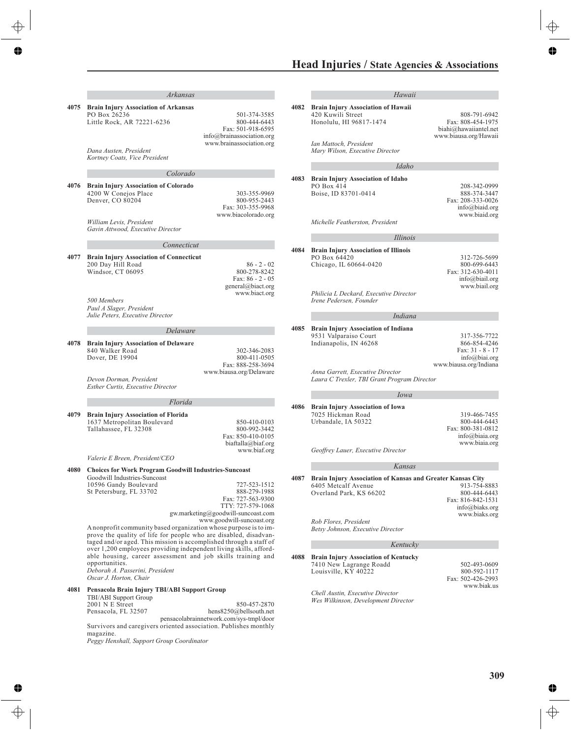## Arkansas

**4075 Brain Injury Association of Arkansas**
PO Box 26236
Little Rock, AR 72221-6236
501-374-3585
800-444-6443
Fax: 501-918-6595
info@brainassociation.org
www.brainassociation.org

*Dana Austen, President*
*Kortney Coats, Vice President*

## Colorado

**4076 Brain Injury Association of Colorado**
4200 W Conejos Place
Denver, CO 80204
303-355-9969
800-955-2443
Fax: 303-355-9968
www.biacolorado.org

*William Levis, President*
*Gavin Attwood, Executive Director*

## Connecticut

**4077 Brain Injury Association of Connecticut**
200 Day Hill Road
Windsor, CT 06095
86 - 2 - 02
800-278-8242
Fax: 86 - 2 - 05
general@biact.org
www.biact.org

*500 Members*
*Paul A Slager, President*
*Julie Peters, Executive Director*

## Delaware

**4078 Brain Injury Association of Delaware**
840 Walker Road
Dover, DE 19904
302-346-2083
800-411-0505
Fax: 888-258-3694
www.biausa.org/Delaware

*Devon Dorman, President*
*Esther Curtis, Executive Director*

## Florida

**4079 Brain Injury Association of Florida**
1637 Metropolitan Boulevard
Tallahassee, FL 32308
850-410-0103
800-992-3442
Fax: 850-410-0105
biaftalla@biaf.org
www.biaf.org

*Valerie E Breen, President/CEO*

**4080 Choices for Work Program Goodwill Industries-Suncoast**
Goodwill Industries-Suncoast
10596 Gandy Boulevard
St Petersburg, FL 33702
727-523-1512
888-279-1988
Fax: 727-563-9300
TTY: 727-579-1068
gw.marketing@goodwill-suncoast.com
www.goodwill-suncoast.org

A nonprofit community based organization whose purpose is to improve the quality of life for people who are disabled, disadvantaged and/or aged. This mission is accomplished through a staff of over 1,200 employees providing independent living skills, affordable housing, career assessment and job skills training and opportunities.
*Deborah A. Passerini, President*
*Oscar J. Horton, Chair*

**4081 Pensacola Brain Injury TBI/ABI Support Group**
TBI/ABI Support Group
2001 N E Street
Pensacola, FL 32507
850-457-2870
hens8250@bellsouth.net
pensacolabrainnetwork.com/sys-tmpl/door

Survivors and caregivers oriented association. Publishes monthly magazine.
*Peggy Henshall, Support Group Coordinator*

## Hawaii

**4082 Brain Injury Association of Hawaii**
420 Kuwili Street
Honolulu, HI 96817-1474
808-791-6942
Fax: 808-454-1975
biahi@hawaiiantel.net
www.biausa.org/Hawaii

*Ian Mattoch, President*
*Mary Wilson, Executive Director*

## Idaho

**4083 Brain Injury Association of Idaho**
PO Box 414
Boise, ID 83701-0414
208-342-0999
888-374-3447
Fax: 208-333-0026
info@biaid.org
www.biaid.org

*Michelle Featherston, President*

## Illinois

**4084 Brain Injury Association of Illinois**
PO Box 64420
Chicago, IL 60664-0420
312-726-5699
800-699-6443
Fax: 312-630-4011
info@biail.org
www.biail.org

*Philicia L Deckard, Executive Director*
*Irene Pedersen, Founder*

## Indiana

**4085 Brain Injury Association of Indiana**
9531 Valparaiso Court
Indianapolis, IN 46268
317-356-7722
866-854-4246
Fax: 31 - 8 - 17
info@biai.org
www.biausa.org/Indiana

*Anna Garrett, Executive Director*
*Laura C Trexler, TBI Grant Program Director*

## Iowa

**4086 Brain Injury Association of Iowa**
7025 Hickman Road
Urbandale, IA 50322
319-466-7455
800-444-6443
Fax: 800-381-0812
info@biaia.org
www.biaia.org

*Geoffrey Lauer, Executive Director*

## Kansas

**4087 Brain Injury Association of Kansas and Greater Kansas City**
6405 Metcalf Avenue
Overland Park, KS 66202
913-754-8883
800-444-6443
Fax: 816-842-1531
info@biaks.org
www.biaks.org

*Rob Flores, President*
*Betsy Johnson, Executive Director*

## Kentucky

**4088 Brain Injury Association of Kentucky**
7410 New Lagrange Roadd
Louisville, KY 40222
502-493-0609
800-592-1117
Fax: 502-426-2993
www.biak.us

*Chell Austin, Executive Director*
*Wes Wilkinson, Development Director*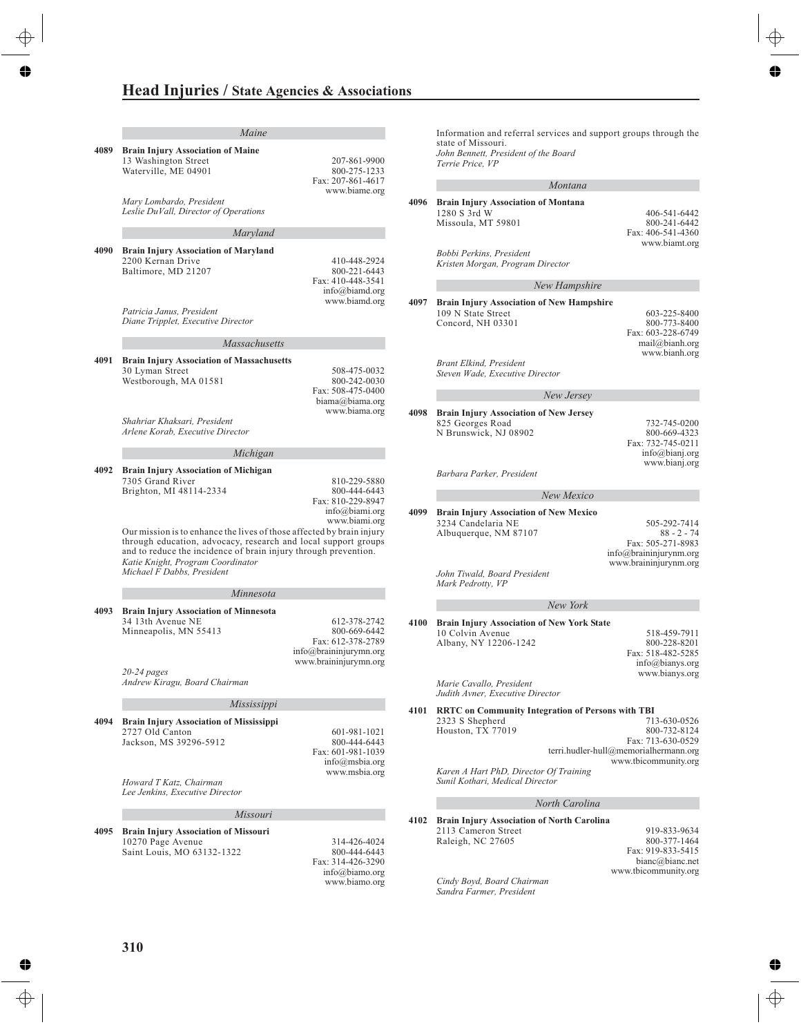# Head Injuries / State Agencies & Associations

### Maine

**4089 Brain Injury Association of Maine**
13 Washington Street
Waterville, ME 04901
207-861-9900
800-275-1233
Fax: 207-861-4617
www.biame.org

*Mary Lombardo, President*
*Leslie DuVall, Director of Operations*

### Maryland

**4090 Brain Injury Association of Maryland**
2200 Kernan Drive
Baltimore, MD 21207
410-448-2924
800-221-6443
Fax: 410-448-3541
info@biamd.org
www.biamd.org

*Patricia Janus, President*
*Diane Tripplet, Executive Director*

### Massachusetts

**4091 Brain Injury Association of Massachusetts**
30 Lyman Street
Westborough, MA 01581
508-475-0032
800-242-0030
Fax: 508-475-0400
biama@biama.org
www.biama.org

*Shahriar Khaksari, President*
*Arlene Korab, Executive Director*

### Michigan

**4092 Brain Injury Association of Michigan**
7305 Grand River
Brighton, MI 48114-2334
810-229-5880
800-444-6443
Fax: 810-229-8947
info@biami.org
www.biami.org

Our mission is to enhance the lives of those affected by brain injury through education, advocacy, research and local support groups and to reduce the incidence of brain injury through prevention.
*Katie Knight, Program Coordinator*
*Michael F Dabbs, President*

### Minnesota

**4093 Brain Injury Association of Minnesota**
34 13th Avenue NE
Minneapolis, MN 55413
612-378-2742
800-669-6442
Fax: 612-378-2789
info@braininjurymn.org
www.braininjurymn.org

*20-24 pages*
*Andrew Kiragu, Board Chairman*

### Mississippi

**4094 Brain Injury Association of Mississippi**
2727 Old Canton
Jackson, MS 39296-5912
601-981-1021
800-444-6443
Fax: 601-981-1039
info@msbia.org
www.msbia.org

*Howard T Katz, Chairman*
*Lee Jenkins, Executive Director*

### Missouri

**4095 Brain Injury Association of Missouri**
10270 Page Avenue
Saint Louis, MO 63132-1322
314-426-4024
800-444-6443
Fax: 314-426-3290
info@biamo.org
www.biamo.org

Information and referral services and support groups through the state of Missouri.
*John Bennett, President of the Board*
*Terrie Price, VP*

### Montana

**4096 Brain Injury Association of Montana**
1280 S 3rd W
Missoula, MT 59801
406-541-6442
800-241-6442
Fax: 406-541-4360
www.biamt.org

*Bobbi Perkins, President*
*Kristen Morgan, Program Director*

### New Hampshire

**4097 Brain Injury Association of New Hampshire**
109 N State Street
Concord, NH 03301
603-225-8400
800-773-8400
Fax: 603-228-6749
mail@bianh.org
www.bianh.org

*Brant Elkind, President*
*Steven Wade, Executive Director*

### New Jersey

**4098 Brain Injury Association of New Jersey**
825 Georges Road
N Brunswick, NJ 08902
732-745-0200
800-669-4323
Fax: 732-745-0211
info@bianj.org
www.bianj.org

*Barbara Parker, President*

### New Mexico

**4099 Brain Injury Association of New Mexico**
3234 Candelaria NE
Albuquerque, NM 87107
505-292-7414
88 - 2 - 74
Fax: 505-271-8983
info@braininjurynm.org
www.braininjurynm.org

*John Tiwald, Board President*
*Mark Pedrotty, VP*

### New York

**4100 Brain Injury Association of New York State**
10 Colvin Avenue
Albany, NY 12206-1242
518-459-7911
800-228-8201
Fax: 518-482-5285
info@bianys.org
www.bianys.org

*Marie Cavallo, President*
*Judith Avner, Executive Director*

**4101 RRTC on Community Integration of Persons with TBI**
2323 S Shepherd
Houston, TX 77019
713-630-0526
800-732-8124
Fax: 713-630-0529
terri.hudler-hull@memorialhermann.org
www.tbicommunity.org

*Karen A Hart PhD, Director Of Training*
*Sunil Kothari, Medical Director*

### North Carolina

**4102 Brain Injury Association of North Carolina**
2113 Cameron Street
Raleigh, NC 27605
919-833-9634
800-377-1464
Fax: 919-833-5415
bianc@bianc.net
www.tbicommunity.org

*Cindy Boyd, Board Chairman*
*Sandra Farmer, President*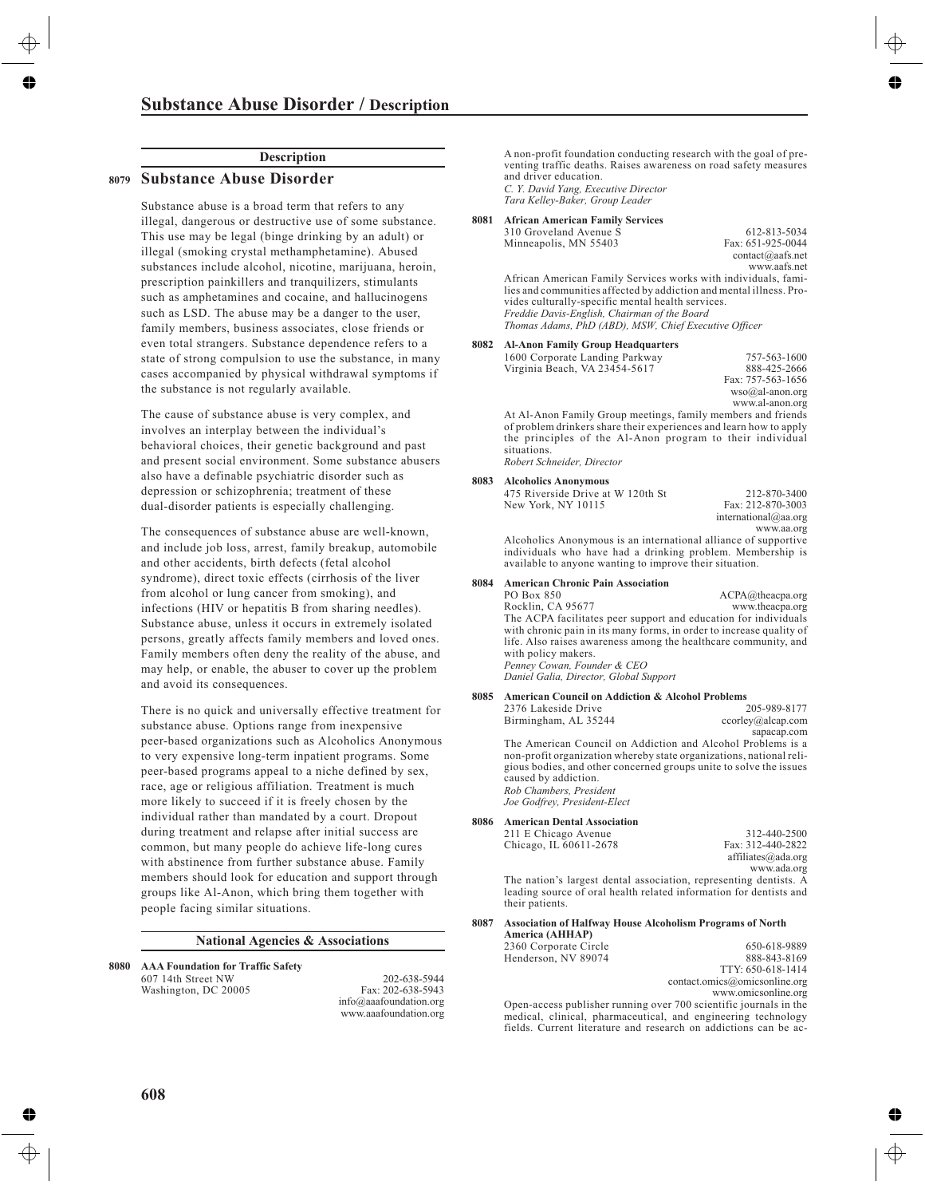## Description

### 8079 Substance Abuse Disorder

Substance abuse is a broad term that refers to any illegal, dangerous or destructive use of some substance. This use may be legal (binge drinking by an adult) or illegal (smoking crystal methamphetamine). Abused substances include alcohol, nicotine, marijuana, heroin, prescription painkillers and tranquilizers, stimulants such as amphetamines and cocaine, and hallucinogens such as LSD. The abuse may be a danger to the user, family members, business associates, close friends or even total strangers. Substance dependence refers to a state of strong compulsion to use the substance, in many cases accompanied by physical withdrawal symptoms if the substance is not regularly available.

The cause of substance abuse is very complex, and involves an interplay between the individual's behavioral choices, their genetic background and past and present social environment. Some substance abusers also have a definable psychiatric disorder such as depression or schizophrenia; treatment of these dual-disorder patients is especially challenging.

The consequences of substance abuse are well-known, and include job loss, arrest, family breakup, automobile and other accidents, birth defects (fetal alcohol syndrome), direct toxic effects (cirrhosis of the liver from alcohol or lung cancer from smoking), and infections (HIV or hepatitis B from sharing needles). Substance abuse, unless it occurs in extremely isolated persons, greatly affects family members and loved ones. Family members often deny the reality of the abuse, and may help, or enable, the abuser to cover up the problem and avoid its consequences.

There is no quick and universally effective treatment for substance abuse. Options range from inexpensive peer-based organizations such as Alcoholics Anonymous to very expensive long-term inpatient programs. Some peer-based programs appeal to a niche defined by sex, race, age or religious affiliation. Treatment is much more likely to succeed if it is freely chosen by the individual rather than mandated by a court. Dropout during treatment and relapse after initial success are common, but many people do achieve life-long cures with abstinence from further substance abuse. Family members should look for education and support through groups like Al-Anon, which bring them together with people facing similar situations.

## National Agencies & Associations

**8080 AAA Foundation for Traffic Safety**
607 14th Street NW
Washington, DC 20005
202-638-5944
Fax: 202-638-5943
info@aaafoundation.org
www.aaafoundation.org

A non-profit foundation conducting research with the goal of preventing traffic deaths. Raises awareness on road safety measures and driver education.
*C. Y. David Yang, Executive Director*
*Tara Kelley-Baker, Group Leader*

**8081 African American Family Services**
310 Groveland Avenue S
Minneapolis, MN 55403
612-813-5034
Fax: 651-925-0044
contact@aafs.net
www.aafs.net

African American Family Services works with individuals, families and communities affected by addiction and mental illness. Provides culturally-specific mental health services.
*Freddie Davis-English, Chairman of the Board*
*Thomas Adams, PhD (ABD), MSW, Chief Executive Officer*

**8082 Al-Anon Family Group Headquarters**
1600 Corporate Landing Parkway
Virginia Beach, VA 23454-5617
757-563-1600
888-425-2666
Fax: 757-563-1656
wso@al-anon.org
www.al-anon.org

At Al-Anon Family Group meetings, family members and friends of problem drinkers share their experiences and learn how to apply the principles of the Al-Anon program to their individual situations.
*Robert Schneider, Director*

**8083 Alcoholics Anonymous**
475 Riverside Drive at W 120th St
New York, NY 10115
212-870-3400
Fax: 212-870-3003
international@aa.org
www.aa.org

Alcoholics Anonymous is an international alliance of supportive individuals who have had a drinking problem. Membership is available to anyone wanting to improve their situation.

**8084 American Chronic Pain Association**
PO Box 850
Rocklin, CA 95677
ACPA@theacpa.org
www.theacpa.org

The ACPA facilitates peer support and education for individuals with chronic pain in its many forms, in order to increase quality of life. Also raises awareness among the healthcare community, and with policy makers.
*Penney Cowan, Founder & CEO*
*Daniel Galia, Director, Global Support*

**8085 American Council on Addiction & Alcohol Problems**
2376 Lakeside Drive
Birmingham, AL 35244
205-989-8177
ccorley@alcap.com
sapacap.com

The American Council on Addiction and Alcohol Problems is a non-profit organization whereby state organizations, national religious bodies, and other concerned groups unite to solve the issues caused by addiction.
*Rob Chambers, President*
*Joe Godfrey, President-Elect*

**8086 American Dental Association**
211 E Chicago Avenue
Chicago, IL 60611-2678
312-440-2500
Fax: 312-440-2822
affiliates@ada.org
www.ada.org

The nation's largest dental association, representing dentists. A leading source of oral health related information for dentists and their patients.

**8087 Association of Halfway House Alcoholism Programs of North America (AHHAP)**
2360 Corporate Circle
Henderson, NV 89074
650-618-9889
888-843-8169
TTY: 650-618-1414
contact.omics@omicsonline.org
www.omicsonline.org

Open-access publisher running over 700 scientific journals in the medical, clinical, pharmaceutical, and engineering technology fields. Current literature and research on addictions can be ac-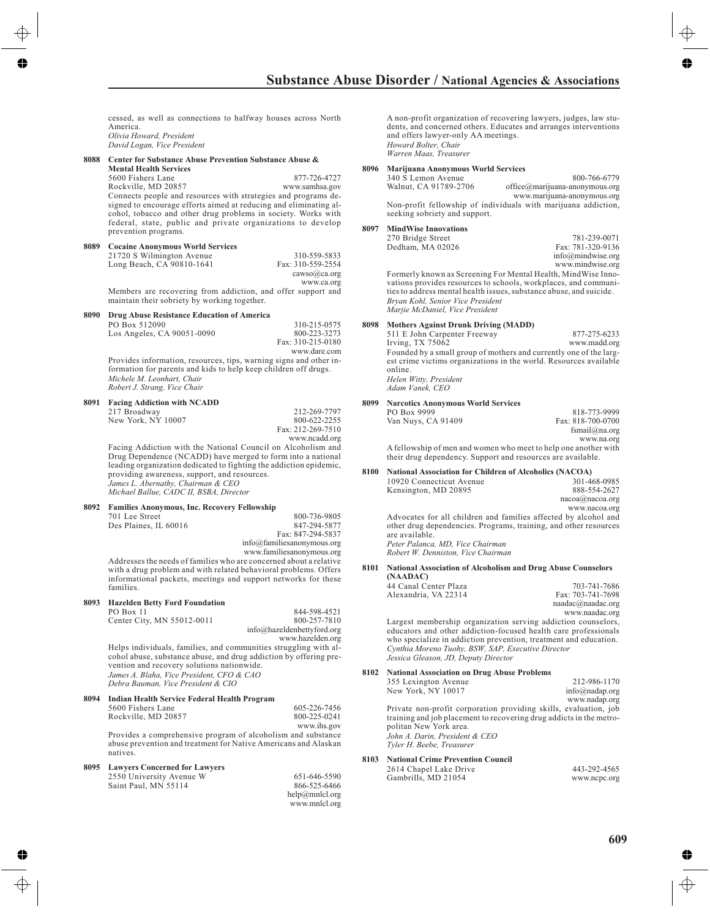cessed, as well as connections to halfway houses across North America.
*Olivia Howard, President*
*David Logan, Vice President*

**8088 Center for Substance Abuse Prevention Substance Abuse & Mental Health Services**
5600 Fishers Lane
Rockville, MD 20857
877-726-4727
www.samhsa.gov
Connects people and resources with strategies and programs designed to encourage efforts aimed at reducing and eliminating alcohol, tobacco and other drug problems in society. Works with federal, state, public and private organizations to develop prevention programs.

**8089 Cocaine Anonymous World Services**
21720 S Wilmington Avenue
Long Beach, CA 90810-1641
310-559-5833
Fax: 310-559-2554
cawso@ca.org
www.ca.org
Members are recovering from addiction, and offer support and maintain their sobriety by working together.

**8090 Drug Abuse Resistance Education of America**
PO Box 512090
Los Angeles, CA 90051-0090
310-215-0575
800-223-3273
Fax: 310-215-0180
www.dare.com
Provides information, resources, tips, warning signs and other information for parents and kids to help keep children off drugs.
*Michele M. Leonhart, Chair*
*Robert J. Strang, Vice Chair*

**8091 Facing Addiction with NCADD**
217 Broadway
New York, NY 10007
212-269-7797
800-622-2255
Fax: 212-269-7510
www.ncadd.org
Facing Addiction with the National Council on Alcoholism and Drug Dependence (NCADD) have merged to form into a national leading organization dedicated to fighting the addiction epidemic, providing awareness, support, and resources.
*James L. Abernathy, Chairman & CEO*
*Michael Ballue, CADC II, BSBA, Director*

**8092 Families Anonymous, Inc. Recovery Fellowship**
701 Lee Street
Des Plaines, IL 60016
800-736-9805
847-294-5877
Fax: 847-294-5837
info@familiesanonymous.org
www.familiesanonymous.org
Addresses the needs of families who are concerned about a relative with a drug problem and with related behavioral problems. Offers informational packets, meetings and support networks for these families.

**8093 Hazelden Betty Ford Foundation**
PO Box 11
Center City, MN 55012-0011
844-598-4521
800-257-7810
info@hazeldenbettyford.org
www.hazelden.org
Helps individuals, families, and communities struggling with alcohol abuse, substance abuse, and drug addiction by offering prevention and recovery solutions nationwide.
*James A. Blaha, Vice President, CFO & CAO*
*Debra Bauman, Vice President & CIO*

**8094 Indian Health Service Federal Health Program**
5600 Fishers Lane
Rockville, MD 20857
605-226-7456
800-225-0241
www.ihs.gov
Provides a comprehensive program of alcoholism and substance abuse prevention and treatment for Native Americans and Alaskan natives.

**8095 Lawyers Concerned for Lawyers**
2550 University Avenue W
Saint Paul, MN 55114
651-646-5590
866-525-6466
help@mnlcl.org
www.mnlcl.org
A non-profit organization of recovering lawyers, judges, law students, and concerned others. Educates and arranges interventions and offers lawyer-only AA meetings.
*Howard Bolter, Chair*
*Warren Maas, Treasurer*

**8096 Marijuana Anonymous World Services**
340 S Lemon Avenue
Walnut, CA 91789-2706
800-766-6779
office@marijuana-anonymous.org
www.marijuana-anonymous.org
Non-profit fellowship of individuals with marijuana addiction, seeking sobriety and support.

**8097 MindWise Innovations**
270 Bridge Street
Dedham, MA 02026
781-239-0071
Fax: 781-320-9136
info@mindwise.org
www.mindwise.org
Formerly known as Screening For Mental Health, MindWise Innovations provides resources to schools, workplaces, and communities to address mental health issues, substance abuse, and suicide.
*Bryan Kohl, Senior Vice President*
*Marjie McDaniel, Vice President*

**8098 Mothers Against Drunk Driving (MADD)**
511 E John Carpenter Freeway
Irving, TX 75062
877-275-6233
www.madd.org
Founded by a small group of mothers and currently one of the largest crime victims organizations in the world. Resources available online.
*Helen Witty, President*
*Adam Vanek, CEO*

**8099 Narcotics Anonymous World Services**
PO Box 9999
Van Nuys, CA 91409
818-773-9999
Fax: 818-700-0700
fsmail@na.org
www.na.org
A fellowship of men and women who meet to help one another with their drug dependency. Support and resources are available.

**8100 National Association for Children of Alcoholics (NACOA)**
10920 Connecticut Avenue
Kensington, MD 20895
301-468-0985
888-554-2627
nacoa@nacoa.org
www.nacoa.org
Advocates for all children and families affected by alcohol and other drug dependencies. Programs, training, and other resources are available.
*Peter Palanca, MD, Vice Chairman*
*Robert W. Denniston, Vice Chairman*

**8101 National Association of Alcoholism and Drug Abuse Counselors (NAADAC)**
44 Canal Center Plaza
Alexandria, VA 22314
703-741-7686
Fax: 703-741-7698
naadac@naadac.org
www.naadac.org
Largest membership organization serving addiction counselors, educators and other addiction-focused health care professionals who specialize in addiction prevention, treatment and education.
*Cynthia Moreno Tuohy, BSW, SAP, Executive Director*
*Jessica Gleason, JD, Deputy Director*

**8102 National Association on Drug Abuse Problems**
355 Lexington Avenue
New York, NY 10017
212-986-1170
info@nadap.org
www.nadap.org
Private non-profit corporation providing skills, evaluation, job training and job placement to recovering drug addicts in the metropolitan New York area.
*John A. Darin, President & CEO*
*Tyler H. Beebe, Treasurer*

**8103 National Crime Prevention Council**
2614 Chapel Lake Drive
Gambrills, MD 21054
443-292-4565
www.ncpc.org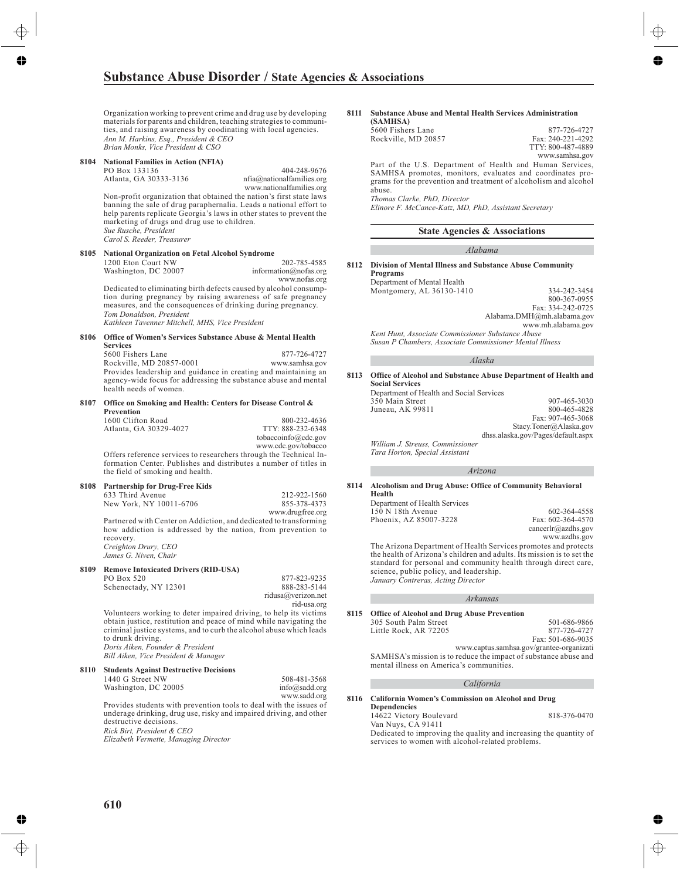Organization working to prevent crime and drug use by developing materials for parents and children, teaching strategies to communities, and raising awareness by coodinating with local agencies.
*Ann M. Harkins, Esq., President & CEO*
*Brian Monks, Vice President & CSO*

**8104 National Families in Action (NFIA)**
PO Box 133136
Atlanta, GA 30333-3136
404-248-9676
nfia@nationalfamilies.org
www.nationalfamilies.org

Non-profit organization that obtained the nation's first state laws banning the sale of drug paraphernalia. Leads a national effort to help parents replicate Georgia's laws in other states to prevent the marketing of drugs and drug use to children.
*Sue Rusche, President*
*Carol S. Reeder, Treasurer*

**8105 National Organization on Fetal Alcohol Syndrome**
1200 Eton Court NW
Washington, DC 20007
202-785-4585
information@nofas.org
www.nofas.org

Dedicated to eliminating birth defects caused by alcohol consumption during pregnancy by raising awareness of safe pregnancy measures, and the consequences of drinking during pregnancy.
*Tom Donaldson, President*
*Kathleen Tavenner Mitchell, MHS, Vice President*

**8106 Office of Women's Services Substance Abuse & Mental Health Services**
5600 Fishers Lane
Rockville, MD 20857-0001
877-726-4727
www.samhsa.gov

Provides leadership and guidance in creating and maintaining an agency-wide focus for addressing the substance abuse and mental health needs of women.

**8107 Office on Smoking and Health: Centers for Disease Control & Prevention**
1600 Clifton Road
Atlanta, GA 30329-4027
800-232-4636
TTY: 888-232-6348
tobaccoinfo@cdc.gov
www.cdc.gov/tobacco

Offers reference services to researchers through the Technical Information Center. Publishes and distributes a number of titles in the field of smoking and health.

**8108 Partnership for Drug-Free Kids**
633 Third Avenue
New York, NY 10011-6706
212-922-1560
855-378-4373
www.drugfree.org

Partnered with Center on Addiction, and dedicated to transforming how addiction is addressed by the nation, from prevention to recovery.
*Creighton Drury, CEO*
*James G. Niven, Chair*

**8109 Remove Intoxicated Drivers (RID-USA)**
PO Box 520
Schenectady, NY 12301
877-823-9235
888-283-5144
ridusa@verizon.net
rid-usa.org

Volunteers working to deter impaired driving, to help its victims obtain justice, restitution and peace of mind while navigating the criminal justice systems, and to curb the alcohol abuse which leads to drunk driving.
*Doris Aiken, Founder & President*
*Bill Aiken, Vice President & Manager*

**8110 Students Against Destructive Decisions**
1440 G Street NW
Washington, DC 20005
508-481-3568
info@sadd.org
www.sadd.org

Provides students with prevention tools to deal with the issues of underage drinking, drug use, risky and impaired driving, and other destructive decisions.
*Rick Birt, President & CEO*
*Elizabeth Vermette, Managing Director*

**8111 Substance Abuse and Mental Health Services Administration (SAMHSA)**
5600 Fishers Lane
Rockville, MD 20857
877-726-4727
Fax: 240-221-4292
TTY: 800-487-4889
www.samhsa.gov

Part of the U.S. Department of Health and Human Services, SAMHSA promotes, monitors, evaluates and coordinates programs for the prevention and treatment of alcoholism and alcohol abuse.
*Thomas Clarke, PhD, Director*
*Elinore F. McCance-Katz, MD, PhD, Assistant Secretary*

## State Agencies & Associations

### *Alabama*

**8112 Division of Mental Illness and Substance Abuse Community Programs**
Department of Mental Health
Montgomery, AL 36130-1410
334-242-3454
800-367-0955
Fax: 334-242-0725
Alabama.DMH@mh.alabama.gov
www.mh.alabama.gov

*Kent Hunt, Associate Commissioner Substance Abuse*
*Susan P Chambers, Associate Commissioner Mental Illness*

### *Alaska*

**8113 Office of Alcohol and Substance Abuse Department of Health and Social Services**
Department of Health and Social Services
350 Main Street
Juneau, AK 99811
907-465-3030
800-465-4828
Fax: 907-465-3068
Stacy.Toner@Alaska.gov
dhss.alaska.gov/Pages/default.aspx

*William J. Streuss, Commissioner*
*Tara Horton, Special Assistant*

### *Arizona*

**8114 Alcoholism and Drug Abuse: Office of Community Behavioral Health**
Department of Health Services
150 N 18th Avenue
Phoenix, AZ 85007-3228
602-364-4558
Fax: 602-364-4570
cancerlr@azdhs.gov
www.azdhs.gov

The Arizona Department of Health Services promotes and protects the health of Arizona's children and adults. Its mission is to set the standard for personal and community health through direct care, science, public policy, and leadership.
*January Contreras, Acting Director*

### *Arkansas*

**8115 Office of Alcohol and Drug Abuse Prevention**
305 South Palm Street
Little Rock, AR 72205
501-686-9866
877-726-4727
Fax: 501-686-9035
www.captus.samhsa.gov/grantee-organizati

SAMHSA's mission is to reduce the impact of substance abuse and mental illness on America's communities.

### *California*

**8116 California Women's Commission on Alcohol and Drug Dependencies**
14622 Victory Boulevard
Van Nuys, CA 91411
818-376-0470

Dedicated to improving the quality and increasing the quantity of services to women with alcohol-related problems.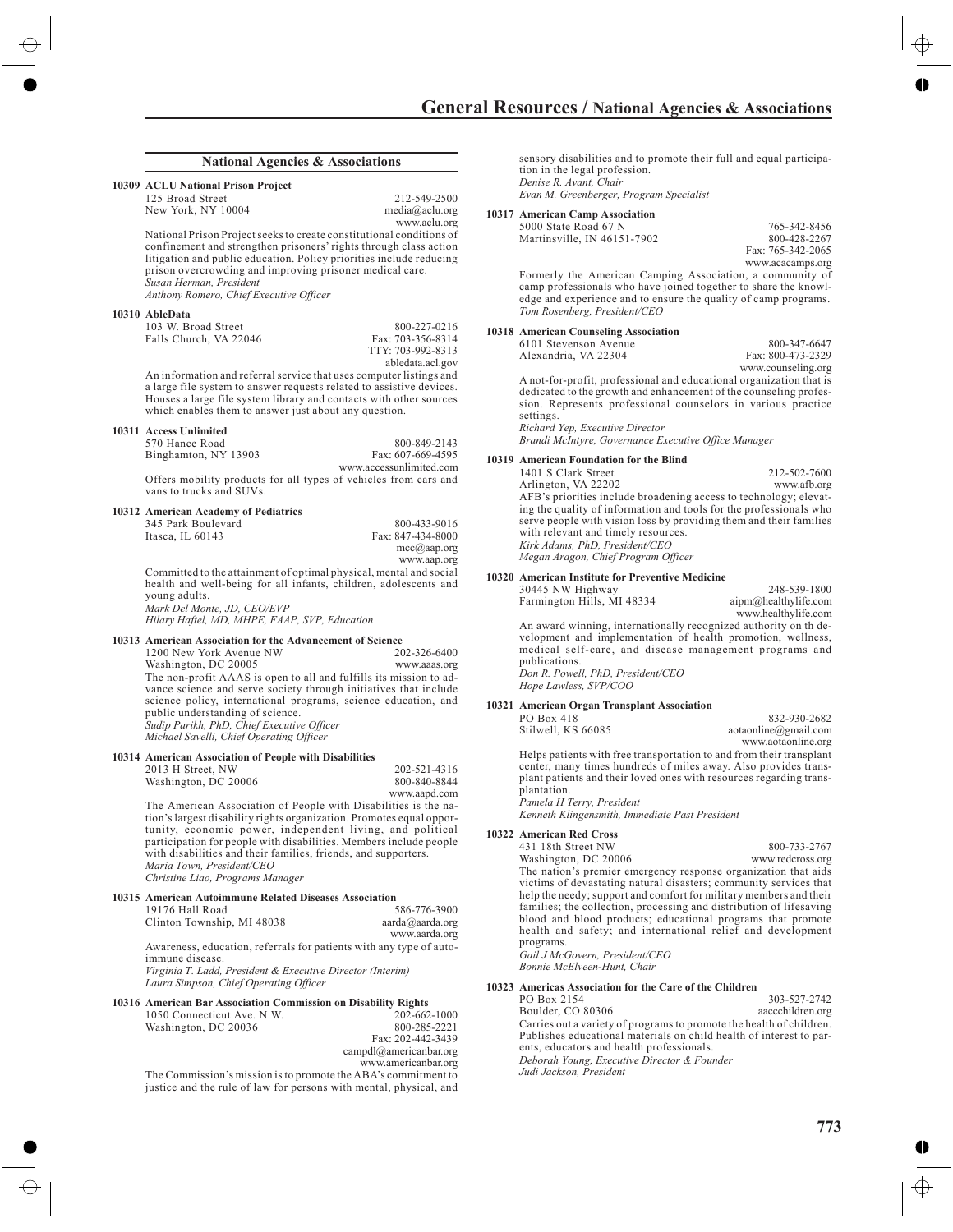## National Agencies & Associations

**10309 ACLU National Prison Project**
125 Broad Street
New York, NY 10004
212-549-2500
media@aclu.org
www.aclu.org

National Prison Project seeks to create constitutional conditions of confinement and strengthen prisoners' rights through class action litigation and public education. Policy priorities include reducing prison overcrowding and improving prisoner medical care.
*Susan Herman, President*
*Anthony Romero, Chief Executive Officer*

**10310 AbleData**
103 W. Broad Street
Falls Church, VA 22046
800-227-0216
Fax: 703-356-8314
TTY: 703-992-8313
abledata.acl.gov

An information and referral service that uses computer listings and a large file system to answer requests related to assistive devices. Houses a large file system library and contacts with other sources which enables them to answer just about any question.

**10311 Access Unlimited**
570 Hance Road
Binghamton, NY 13903
800-849-2143
Fax: 607-669-4595
www.accessunlimited.com

Offers mobility products for all types of vehicles from cars and vans to trucks and SUVs.

**10312 American Academy of Pediatrics**
345 Park Boulevard
Itasca, IL 60143
800-433-9016
Fax: 847-434-8000
mcc@aap.org
www.aap.org

Committed to the attainment of optimal physical, mental and social health and well-being for all infants, children, adolescents and young adults.
*Mark Del Monte, JD, CEO/EVP*
*Hilary Haftel, MD, MHPE, FAAP, SVP, Education*

**10313 American Association for the Advancement of Science**
1200 New York Avenue NW
Washington, DC 20005
202-326-6400
www.aaas.org

The non-profit AAAS is open to all and fulfills its mission to advance science and serve society through initiatives that include science policy, international programs, science education, and public understanding of science.
*Sudip Parikh, PhD, Chief Executive Officer*
*Michael Savelli, Chief Operating Officer*

**10314 American Association of People with Disabilities**
2013 H Street, NW
Washington, DC 20006
202-521-4316
800-840-8844
www.aapd.com

The American Association of People with Disabilities is the nation's largest disability rights organization. Promotes equal opportunity, economic power, independent living, and political participation for people with disabilities. Members include people with disabilities and their families, friends, and supporters.
*Maria Town, President/CEO*
*Christine Liao, Programs Manager*

**10315 American Autoimmune Related Diseases Association**
19176 Hall Road
Clinton Township, MI 48038
586-776-3900
aarda@aarda.org
www.aarda.org

Awareness, education, referrals for patients with any type of autoimmune disease.
*Virginia T. Ladd, President & Executive Director (Interim)*
*Laura Simpson, Chief Operating Officer*

**10316 American Bar Association Commission on Disability Rights**
1050 Connecticut Ave. N.W.
Washington, DC 20036
202-662-1000
800-285-2221
Fax: 202-442-3439
campdl@americanbar.org
www.americanbar.org

The Commission's mission is to promote the ABA's commitment to justice and the rule of law for persons with mental, physical, and sensory disabilities and to promote their full and equal participation in the legal profession.
*Denise R. Avant, Chair*
*Evan M. Greenberger, Program Specialist*

**10317 American Camp Association**
5000 State Road 67 N
Martinsville, IN 46151-7902
765-342-8456
800-428-2267
Fax: 765-342-2065
www.acacamps.org

Formerly the American Camping Association, a community of camp professionals who have joined together to share the knowledge and experience and to ensure the quality of camp programs.
*Tom Rosenberg, President/CEO*

**10318 American Counseling Association**
6101 Stevenson Avenue
Alexandria, VA 22304
800-347-6647
Fax: 800-473-2329
www.counseling.org

A not-for-profit, professional and educational organization that is dedicated to the growth and enhancement of the counseling profession. Represents professional counselors in various practice settings.
*Richard Yep, Executive Director*
*Brandi McIntyre, Governance Executive Office Manager*

**10319 American Foundation for the Blind**
1401 S Clark Street
Arlington, VA 22202
212-502-7600
www.afb.org

AFB's priorities include broadening access to technology; elevating the quality of information and tools for the professionals who serve people with vision loss by providing them and their families with relevant and timely resources.
*Kirk Adams, PhD, President/CEO*
*Megan Aragon, Chief Program Officer*

**10320 American Institute for Preventive Medicine**
30445 NW Highway
Farmington Hills, MI 48334
248-539-1800
aipm@healthylife.com
www.healthylife.com

An award winning, internationally recognized authority on th development and implementation of health promotion, wellness, medical self-care, and disease management programs and publications.
*Don R. Powell, PhD, President/CEO*
*Hope Lawless, SVP/COO*

**10321 American Organ Transplant Association**
PO Box 418
Stilwell, KS 66085
832-930-2682
aotaonline@gmail.com
www.aotaonline.org

Helps patients with free transportation to and from their transplant center, many times hundreds of miles away. Also provides transplant patients and their loved ones with resources regarding transplantation.
*Pamela H Terry, President*
*Kenneth Klingensmith, Immediate Past President*

**10322 American Red Cross**
431 18th Street NW
Washington, DC 20006
800-733-2767
www.redcross.org

The nation's premier emergency response organization that aids victims of devastating natural disasters; community services that help the needy; support and comfort for military members and their families; the collection, processing and distribution of lifesaving blood and blood products; educational programs that promote health and safety; and international relief and development programs.
*Gail J McGovern, President/CEO*
*Bonnie McElveen-Hunt, Chair*

**10323 Americas Association for the Care of the Children**
PO Box 2154
Boulder, CO 80306
303-527-2742
aaccchildren.org

Carries out a variety of programs to promote the health of children. Publishes educational materials on child health of interest to parents, educators and health professionals.
*Deborah Young, Executive Director & Founder*
*Judi Jackson, President*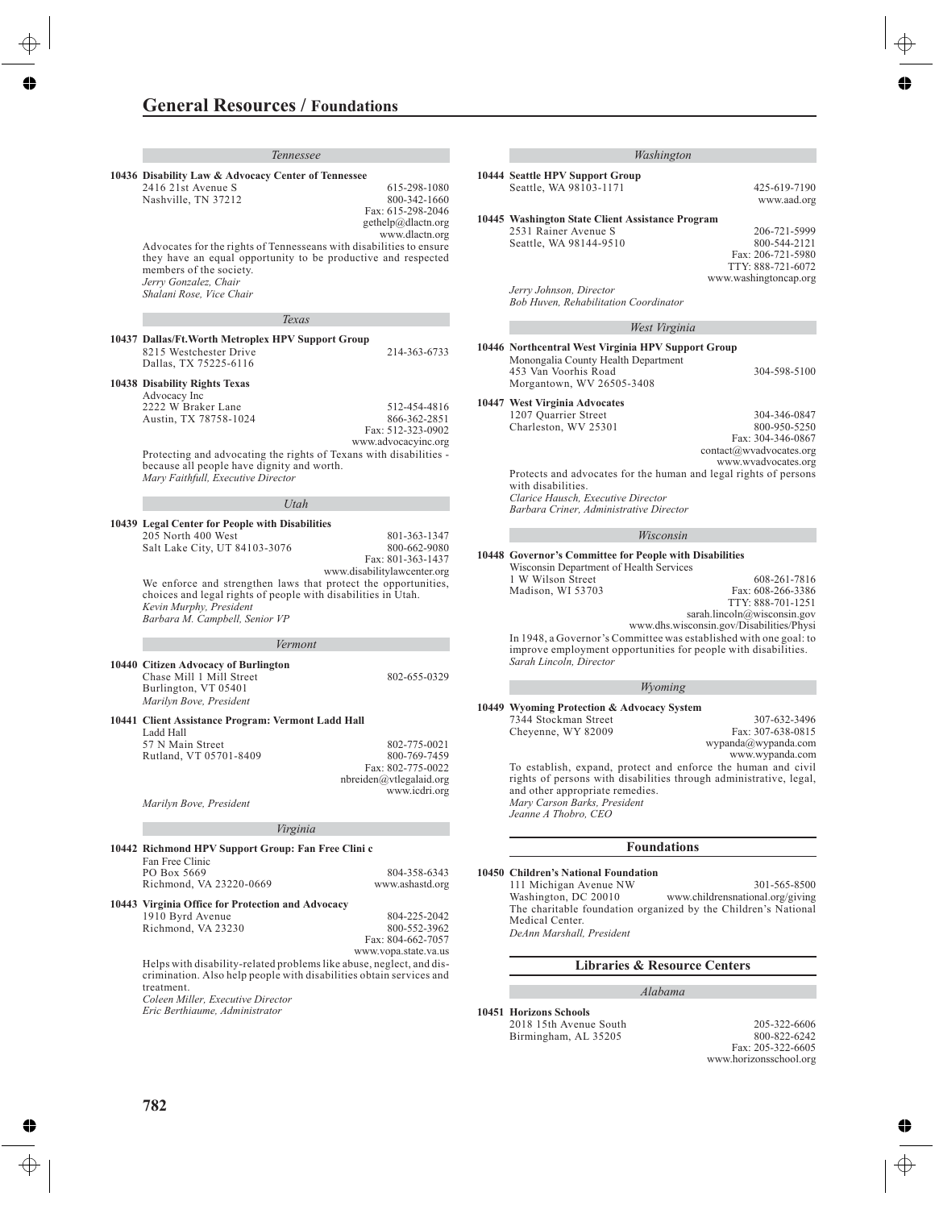# General Resources / Foundations

### Tennessee

**10436 Disability Law & Advocacy Center of Tennessee**
2416 21st Avenue S
Nashville, TN 37212
615-298-1080
800-342-1660
Fax: 615-298-2046
gethelp@dlactn.org
www.dlactn.org

Advocates for the rights of Tennesseans with disabilities to ensure they have an equal opportunity to be productive and respected members of the society.
*Jerry Gonzalez, Chair*
*Shalani Rose, Vice Chair*

### Texas

**10437 Dallas/Ft.Worth Metroplex HPV Support Group**
8215 Westchester Drive
Dallas, TX 75225-6116
214-363-6733

**10438 Disability Rights Texas**
Advocacy Inc
2222 W Braker Lane
Austin, TX 78758-1024
512-454-4816
866-362-2851
Fax: 512-323-0902
www.advocacyinc.org

Protecting and advocating the rights of Texans with disabilities - because all people have dignity and worth.
*Mary Faithfull, Executive Director*

### Utah

**10439 Legal Center for People with Disabilities**
205 North 400 West
Salt Lake City, UT 84103-3076
801-363-1347
800-662-9080
Fax: 801-363-1437
www.disabilitylawcenter.org

We enforce and strengthen laws that protect the opportunities, choices and legal rights of people with disabilities in Utah.
*Kevin Murphy, President*
*Barbara M. Campbell, Senior VP*

### Vermont

**10440 Citizen Advocacy of Burlington**
Chase Mill 1 Mill Street
Burlington, VT 05401
802-655-0329
*Marilyn Bove, President*

**10441 Client Assistance Program: Vermont Ladd Hall**
Ladd Hall
57 N Main Street
Rutland, VT 05701-8409
802-775-0021
800-769-7459
Fax: 802-775-0022
nbreiden@vtlegalaid.org
www.icdri.org
*Marilyn Bove, President*

### Virginia

**10442 Richmond HPV Support Group: Fan Free Clini c**
Fan Free Clinic
PO Box 5669
Richmond, VA 23220-0669
804-358-6343
www.ashastd.org

**10443 Virginia Office for Protection and Advocacy**
1910 Byrd Avenue
Richmond, VA 23230
804-225-2042
800-552-3962
Fax: 804-662-7057
www.vopa.state.va.us

Helps with disability-related problems like abuse, neglect, and discrimination. Also help people with disabilities obtain services and treatment.
*Coleen Miller, Executive Director*
*Eric Berthiaume, Administrator*

### Washington

**10444 Seattle HPV Support Group**
Seattle, WA 98103-1171
425-619-7190
www.aad.org

**10445 Washington State Client Assistance Program**
2531 Rainer Avenue S
Seattle, WA 98144-9510
206-721-5999
800-544-2121
Fax: 206-721-5980
TTY: 888-721-6072
www.washingtoncap.org
*Jerry Johnson, Director*
*Bob Huven, Rehabilitation Coordinator*

### West Virginia

**10446 Northcentral West Virginia HPV Support Group**
Monongalia County Health Department
453 Van Voorhis Road
Morgantown, WV 26505-3408
304-598-5100

**10447 West Virginia Advocates**
1207 Quarrier Street
Charleston, WV 25301
304-346-0847
800-950-5250
Fax: 304-346-0867
contact@wvadvocates.org
www.wvadvocates.org

Protects and advocates for the human and legal rights of persons with disabilities.
*Clarice Hausch, Executive Director*
*Barbara Criner, Administrative Director*

### Wisconsin

**10448 Governor's Committee for People with Disabilities**
Wisconsin Department of Health Services
1 W Wilson Street
Madison, WI 53703
608-261-7816
Fax: 608-266-3386
TTY: 888-701-1251
sarah.lincoln@wisconsin.gov
www.dhs.wisconsin.gov/Disabilities/Physi

In 1948, a Governor's Committee was established with one goal: to improve employment opportunities for people with disabilities.
*Sarah Lincoln, Director*

### Wyoming

**10449 Wyoming Protection & Advocacy System**
7344 Stockman Street
Cheyenne, WY 82009
307-632-3496
Fax: 307-638-0815
wypanda@wypanda.com
www.wypanda.com

To establish, expand, protect and enforce the human and civil rights of persons with disabilities through administrative, legal, and other appropriate remedies.
*Mary Carson Barks, President*
*Jeanne A Thobro, CEO*

## Foundations

**10450 Children's National Foundation**
111 Michigan Avenue NW
Washington, DC 20010
301-565-8500
www.childrensnational.org/giving

The charitable foundation organized by the Children's National Medical Center.
*DeAnn Marshall, President*

## Libraries & Resource Centers

### Alabama

**10451 Horizons Schools**
2018 15th Avenue South
Birmingham, AL 35205
205-322-6606
800-822-6242
Fax: 205-322-6605
www.horizonsschool.org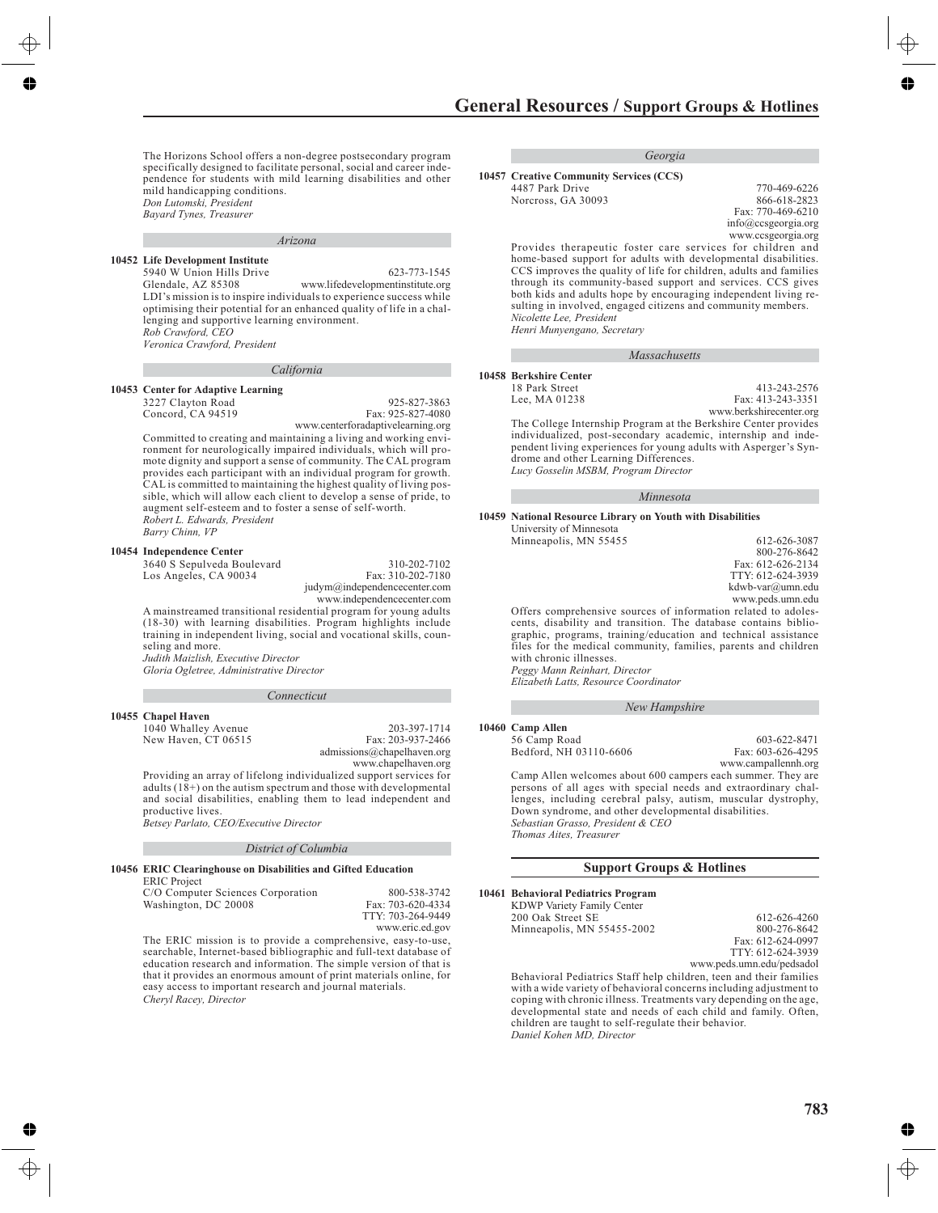The Horizons School offers a non-degree postsecondary program specifically designed to facilitate personal, social and career independence for students with mild learning disabilities and other mild handicapping conditions.
*Don Lutomski, President*
*Bayard Tynes, Treasurer*

### *Arizona*

**10452 Life Development Institute**
5940 W Union Hills Drive
Glendale, AZ 85308
623-773-1545
www.lifedevelopmentinstitute.org

LDI's mission is to inspire individuals to experience success while optimising their potential for an enhanced quality of life in a challenging and supportive learning environment.
*Rob Crawford, CEO*
*Veronica Crawford, President*

### *California*

**10453 Center for Adaptive Learning**
3227 Clayton Road
Concord, CA 94519
925-827-3863
Fax: 925-827-4080
www.centerforadaptivelearning.org

Committed to creating and maintaining a living and working environment for neurologically impaired individuals, which will promote dignity and support a sense of community. The CAL program provides each participant with an individual program for growth. CAL is committed to maintaining the highest quality of living possible, which will allow each client to develop a sense of pride, to augment self-esteem and to foster a sense of self-worth.
*Robert L. Edwards, President*
*Barry Chinn, VP*

**10454 Independence Center**
3640 S Sepulveda Boulevard
Los Angeles, CA 90034
310-202-7102
Fax: 310-202-7180
judym@independencecenter.com
www.independencecenter.com

A mainstreamed transitional residential program for young adults (18-30) with learning disabilities. Program highlights include training in independent living, social and vocational skills, counseling and more.
*Judith Maizlish, Executive Director*
*Gloria Ogletree, Administrative Director*

### *Connecticut*

**10455 Chapel Haven**
1040 Whalley Avenue
New Haven, CT 06515
203-397-1714
Fax: 203-937-2466
admissions@chapelhaven.org
www.chapelhaven.org

Providing an array of lifelong individualized support services for adults (18+) on the autism spectrum and those with developmental and social disabilities, enabling them to lead independent and productive lives.
*Betsey Parlato, CEO/Executive Director*

### *District of Columbia*

**10456 ERIC Clearinghouse on Disabilities and Gifted Education**
ERIC Project
C/O Computer Sciences Corporation
Washington, DC 20008
800-538-3742
Fax: 703-620-4334
TTY: 703-264-9449
www.eric.ed.gov

The ERIC mission is to provide a comprehensive, easy-to-use, searchable, Internet-based bibliographic and full-text database of education research and information. The simple version of that is that it provides an enormous amount of print materials online, for easy access to important research and journal materials.
*Cheryl Racey, Director*

### *Georgia*

**10457 Creative Community Services (CCS)**
4487 Park Drive
Norcross, GA 30093
770-469-6226
866-618-2823
Fax: 770-469-6210
info@ccsgeorgia.org
www.ccsgeorgia.org

Provides therapeutic foster care services for children and home-based support for adults with developmental disabilities. CCS improves the quality of life for children, adults and families through its community-based support and services. CCS gives both kids and adults hope by encouraging independent living resulting in involved, engaged citizens and community members.
*Nicolette Lee, President*
*Henri Munyengano, Secretary*

### *Massachusetts*

**10458 Berkshire Center**
18 Park Street
Lee, MA 01238
413-243-2576
Fax: 413-243-3351
www.berkshirecenter.org

The College Internship Program at the Berkshire Center provides individualized, post-secondary academic, internship and independent living experiences for young adults with Asperger's Syndrome and other Learning Differences.
*Lucy Gosselin MSBM, Program Director*

### *Minnesota*

**10459 National Resource Library on Youth with Disabilities**
University of Minnesota
Minneapolis, MN 55455
612-626-3087
800-276-8642
Fax: 612-626-2134
TTY: 612-624-3939
kdwb-var@umn.edu
www.peds.umn.edu

Offers comprehensive sources of information related to adolescents, disability and transition. The database contains bibliographic, programs, training/education and technical assistance files for the medical community, families, parents and children with chronic illnesses.
*Peggy Mann Reinhart, Director*
*Elizabeth Latts, Resource Coordinator*

### *New Hampshire*

**10460 Camp Allen**
56 Camp Road
Bedford, NH 03110-6606
603-622-8471
Fax: 603-626-4295
www.campallennh.org

Camp Allen welcomes about 600 campers each summer. They are persons of all ages with special needs and extraordinary challenges, including cerebral palsy, autism, muscular dystrophy, Down syndrome, and other developmental disabilities.
*Sebastian Grasso, President & CEO*
*Thomas Aites, Treasurer*

## Support Groups & Hotlines

**10461 Behavioral Pediatrics Program**
KDWP Variety Family Center
200 Oak Street SE
Minneapolis, MN 55455-2002
612-626-4260
800-276-8642
Fax: 612-624-0997
TTY: 612-624-3939
www.peds.umn.edu/pedsadol

Behavioral Pediatrics Staff help children, teen and their families with a wide variety of behavioral concerns including adjustment to coping with chronic illness. Treatments vary depending on the age, developmental state and needs of each child and family. Often, children are taught to self-regulate their behavior.
*Daniel Kohen MD, Director*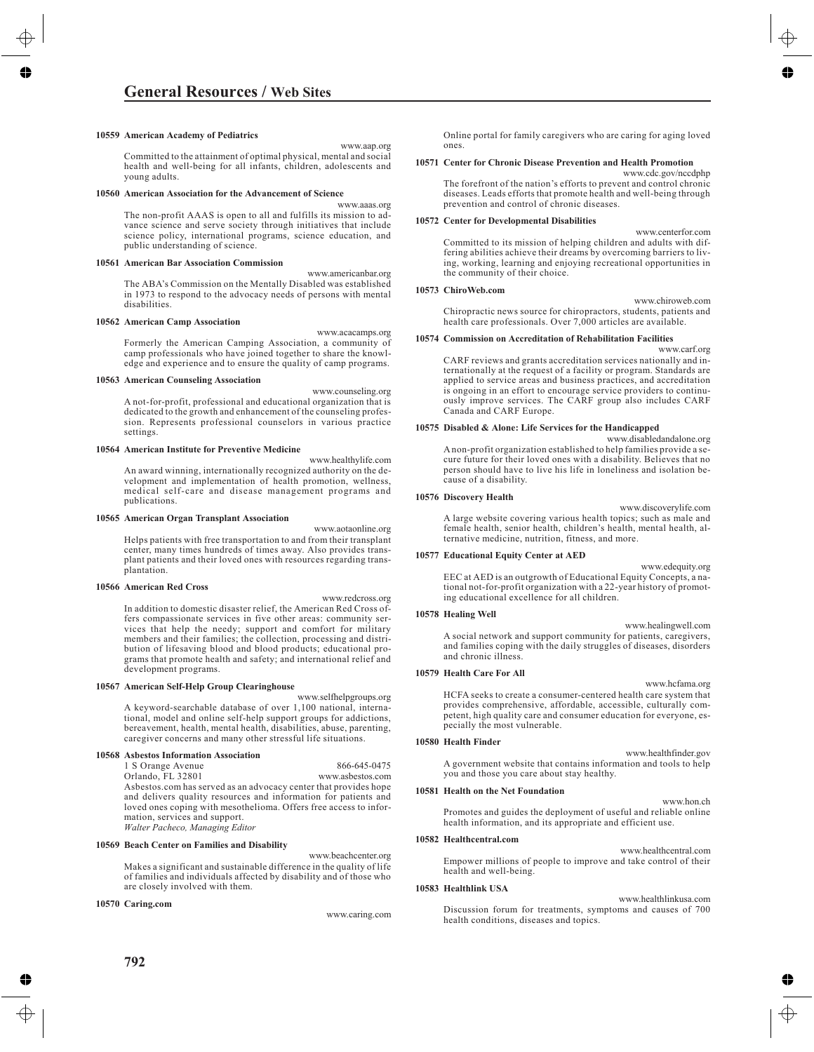# General Resources / Web Sites

**10559 American Academy of Pediatrics**

www.aap.org

Committed to the attainment of optimal physical, mental and social health and well-being for all infants, children, adolescents and young adults.

**10560 American Association for the Advancement of Science**

www.aaas.org

The non-profit AAAS is open to all and fulfills its mission to advance science and serve society through initiatives that include science policy, international programs, science education, and public understanding of science.

**10561 American Bar Association Commission**

www.americanbar.org

The ABA's Commission on the Mentally Disabled was established in 1973 to respond to the advocacy needs of persons with mental disabilities.

**10562 American Camp Association**

www.acacamps.org

Formerly the American Camping Association, a community of camp professionals who have joined together to share the knowledge and experience and to ensure the quality of camp programs.

**10563 American Counseling Association**

www.counseling.org

A not-for-profit, professional and educational organization that is dedicated to the growth and enhancement of the counseling profession. Represents professional counselors in various practice settings.

**10564 American Institute for Preventive Medicine**

www.healthylife.com

An award winning, internationally recognized authority on the development and implementation of health promotion, wellness, medical self-care and disease management programs and publications.

**10565 American Organ Transplant Association**

www.aotaonline.org

Helps patients with free transportation to and from their transplant center, many times hundreds of times away. Also provides transplant patients and their loved ones with resources regarding transplantation.

**10566 American Red Cross**

www.redcross.org

In addition to domestic disaster relief, the American Red Cross offers compassionate services in five other areas: community services that help the needy; support and comfort for military members and their families; the collection, processing and distribution of lifesaving blood and blood products; educational programs that promote health and safety; and international relief and development programs.

**10567 American Self-Help Group Clearinghouse**

www.selfhelpgroups.org

A keyword-searchable database of over 1,100 national, international, model and online self-help support groups for addictions, bereavement, health, mental health, disabilities, abuse, parenting, caregiver concerns and many other stressful life situations.

**10568 Asbestos Information Association**

1 S Orange Avenue 866-645-0475
Orlando, FL 32801 www.asbestos.com

Asbestos.com has served as an advocacy center that provides hope and delivers quality resources and information for patients and loved ones coping with mesothelioma. Offers free access to information, services and support.
*Walter Pacheco, Managing Editor*

**10569 Beach Center on Families and Disability**

www.beachcenter.org

Makes a significant and sustainable difference in the quality of life of families and individuals affected by disability and of those who are closely involved with them.

**10570 Caring.com**

www.caring.com

Online portal for family caregivers who are caring for aging loved ones.

**10571 Center for Chronic Disease Prevention and Health Promotion**

www.cdc.gov/nccdphp

The forefront of the nation's efforts to prevent and control chronic diseases. Leads efforts that promote health and well-being through prevention and control of chronic diseases.

**10572 Center for Developmental Disabilities**

www.centerfor.com

Committed to its mission of helping children and adults with differing abilities achieve their dreams by overcoming barriers to living, working, learning and enjoying recreational opportunities in the community of their choice.

**10573 ChiroWeb.com**

www.chiroweb.com

Chiropractic news source for chiropractors, students, patients and health care professionals. Over 7,000 articles are available.

**10574 Commission on Accreditation of Rehabilitation Facilities**

www.carf.org

CARF reviews and grants accreditation services nationally and internationally at the request of a facility or program. Standards are applied to service areas and business practices, and accreditation is ongoing in an effort to encourage service providers to continuously improve services. The CARF group also includes CARF Canada and CARF Europe.

**10575 Disabled & Alone: Life Services for the Handicapped**

www.disabledandalone.org

A non-profit organization established to help families provide a secure future for their loved ones with a disability. Believes that no person should have to live his life in loneliness and isolation because of a disability.

**10576 Discovery Health**

www.discoverylife.com

A large website covering various health topics; such as male and female health, senior health, children's health, mental health, alternative medicine, nutrition, fitness, and more.

**10577 Educational Equity Center at AED**

www.edequity.org

EEC at AED is an outgrowth of Educational Equity Concepts, a national not-for-profit organization with a 22-year history of promoting educational excellence for all children.

**10578 Healing Well**

www.healingwell.com

A social network and support community for patients, caregivers, and families coping with the daily struggles of diseases, disorders and chronic illness.

**10579 Health Care For All**

www.hcfama.org

HCFA seeks to create a consumer-centered health care system that provides comprehensive, affordable, accessible, culturally competent, high quality care and consumer education for everyone, especially the most vulnerable.

**10580 Health Finder**

www.healthfinder.gov

A government website that contains information and tools to help you and those you care about stay healthy.

**10581 Health on the Net Foundation**

www.hon.ch

Promotes and guides the deployment of useful and reliable online health information, and its appropriate and efficient use.

**10582 Healthcentral.com**

www.healthcentral.com

Empower millions of people to improve and take control of their health and well-being.

**10583 Healthlink USA**

www.healthlinkusa.com

Discussion forum for treatments, symptoms and causes of 700 health conditions, diseases and topics.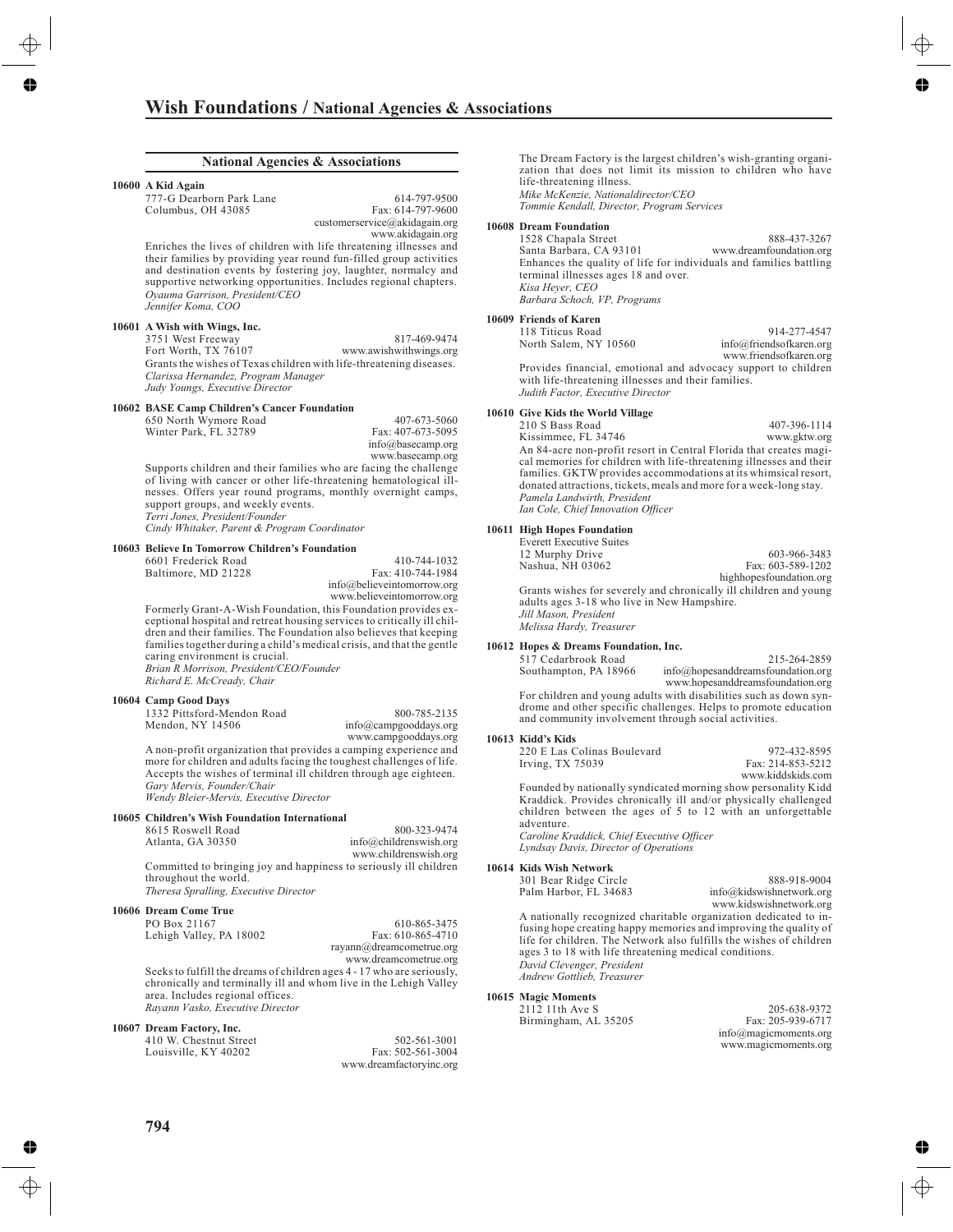# Wish Foundations / National Agencies & Associations

## National Agencies & Associations

**10600 A Kid Again**
777-G Dearborn Park Lane
Columbus, OH 43085
614-797-9500
Fax: 614-797-9600
customerservice@akidagain.org
www.akidagain.org

Enriches the lives of children with life threatening illnesses and their families by providing year round fun-filled group activities and destination events by fostering joy, laughter, normalcy and supportive networking opportunities. Includes regional chapters.
*Oyauma Garrison, President/CEO*
*Jennifer Koma, COO*

**10601 A Wish with Wings, Inc.**
3751 West Freeway
Fort Worth, TX 76107
817-469-9474
www.awishwithwings.org

Grants the wishes of Texas children with life-threatening diseases.
*Clarissa Hernandez, Program Manager*
*Judy Youngs, Executive Director*

**10602 BASE Camp Children's Cancer Foundation**
650 North Wymore Road
Winter Park, FL 32789
407-673-5060
Fax: 407-673-5095
info@basecamp.org
www.basecamp.org

Supports children and their families who are facing the challenge of living with cancer or other life-threatening hematological illnesses. Offers year round programs, monthly overnight camps, support groups, and weekly events.
*Terri Jones, President/Founder*
*Cindy Whitaker, Parent & Program Coordinator*

**10603 Believe In Tomorrow Children's Foundation**
6601 Frederick Road
Baltimore, MD 21228
410-744-1032
Fax: 410-744-1984
info@believeintomorrow.org
www.believeintomorrow.org

Formerly Grant-A-Wish Foundation, this Foundation provides exceptional hospital and retreat housing services to critically ill children and their families. The Foundation also believes that keeping families together during a child's medical crisis, and that the gentle caring environment is crucial.
*Brian R Morrison, President/CEO/Founder*
*Richard E. McCready, Chair*

**10604 Camp Good Days**
1332 Pittsford-Mendon Road
Mendon, NY 14506
800-785-2135
info@campgooddays.org
www.campgooddays.org

A non-profit organization that provides a camping experience and more for children and adults facing the toughest challenges of life. Accepts the wishes of terminal ill children through age eighteen.
*Gary Mervis, Founder/Chair*
*Wendy Bleier-Mervis, Executive Director*

**10605 Children's Wish Foundation International**
8615 Roswell Road
Atlanta, GA 30350
800-323-9474
info@childrenswish.org
www.childrenswish.org

Committed to bringing joy and happiness to seriously ill children throughout the world.
*Theresa Spralling, Executive Director*

**10606 Dream Come True**
PO Box 21167
Lehigh Valley, PA 18002
610-865-3475
Fax: 610-865-4710
rayann@dreamcometrue.org
www.dreamcometrue.org

Seeks to fulfill the dreams of children ages 4 - 17 who are seriously, chronically and terminally ill and whom live in the Lehigh Valley area. Includes regional offices.
*Rayann Vasko, Executive Director*

**10607 Dream Factory, Inc.**
410 W. Chestnut Street
Louisville, KY 40202
502-561-3001
Fax: 502-561-3004
www.dreamfactoryinc.org

The Dream Factory is the largest children's wish-granting organization that does not limit its mission to children who have life-threatening illness.
*Mike McKenzie, Nationaldirector/CEO*
*Tommie Kendall, Director, Program Services*

**10608 Dream Foundation**
1528 Chapala Street
Santa Barbara, CA 93101
888-437-3267
www.dreamfoundation.org

Enhances the quality of life for individuals and families battling terminal illnesses ages 18 and over.
*Kisa Heyer, CEO*
*Barbara Schoch, VP, Programs*

**10609 Friends of Karen**
118 Titicus Road
North Salem, NY 10560
914-277-4547
info@friendsofkaren.org
www.friendsofkaren.org

Provides financial, emotional and advocacy support to children with life-threatening illnesses and their families.
*Judith Factor, Executive Director*

**10610 Give Kids the World Village**
210 S Bass Road
Kissimmee, FL 34746
407-396-1114
www.gktw.org

An 84-acre non-profit resort in Central Florida that creates magical memories for children with life-threatening illnesses and their families. GKTW provides accommodations at its whimsical resort, donated attractions, tickets, meals and more for a week-long stay.
*Pamela Landwirth, President*
*Ian Cole, Chief Innovation Officer*

**10611 High Hopes Foundation**
Everett Executive Suites
12 Murphy Drive
Nashua, NH 03062
603-966-3483
Fax: 603-589-1202
highhopesfoundation.org

Grants wishes for severely and chronically ill children and young adults ages 3-18 who live in New Hampshire.
*Jill Mason, President*
*Melissa Hardy, Treasurer*

**10612 Hopes & Dreams Foundation, Inc.**
517 Cedarbrook Road
Southampton, PA 18966
215-264-2859
info@hopesanddreamsfoundation.org
www.hopesanddreamsfoundation.org

For children and young adults with disabilities such as down syndrome and other specific challenges. Helps to promote education and community involvement through social activities.

**10613 Kidd's Kids**
220 E Las Colinas Boulevard
Irving, TX 75039
972-432-8595
Fax: 214-853-5212
www.kiddskids.com

Founded by nationally syndicated morning show personality Kidd Kraddick. Provides chronically ill and/or physically challenged children between the ages of 5 to 12 with an unforgettable adventure.
*Caroline Kraddick, Chief Executive Officer*
*Lyndsay Davis, Director of Operations*

**10614 Kids Wish Network**
301 Bear Ridge Circle
Palm Harbor, FL 34683
888-918-9004
info@kidswishnetwork.org
www.kidswishnetwork.org

A nationally recognized charitable organization dedicated to infusing hope creating happy memories and improving the quality of life for children. The Network also fulfills the wishes of children ages 3 to 18 with life threatening medical conditions.
*David Clevenger, President*
*Andrew Gottlieb, Treasurer*

**10615 Magic Moments**
2112 11th Ave S
Birmingham, AL 35205
205-638-9372
Fax: 205-939-6717
info@magicmoments.org
www.magicmoments.org